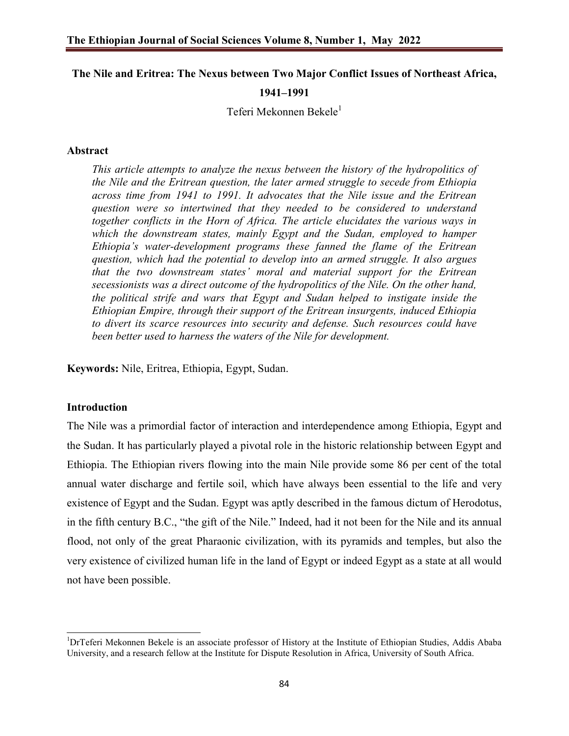# The Nile and Eritrea: The Nexus between Two Major Conflict Issues of Northeast Africa, 1941–1991

Teferi Mekonnen Bekele[1]

## Abstract

*This article attempts to analyze the nexus between the history of the hydropolitics of the Nile and the Eritrean question, the later armed struggle to secede from Ethiopia across time from 1941 to 1991. It advocates that the Nile issue and the Eritrean question were so intertwined that they needed to be considered to understand together conflicts in the Horn of Africa. The article elucidates the various ways in which the downstream states, mainly Egypt and the Sudan, employed to hamper Ethiopia's water-development programs these fanned the flame of the Eritrean question, which had the potential to develop into an armed struggle. It also argues that the two downstream states' moral and material support for the Eritrean secessionists was a direct outcome of the hydropolitics of the Nile. On the other hand, the political strife and wars that Egypt and Sudan helped to instigate inside the Ethiopian Empire, through their support of the Eritrean insurgents, induced Ethiopia to divert its scarce resources into security and defense. Such resources could have been better used to harness the waters of the Nile for development.*

**Keywords:** Nile, Eritrea, Ethiopia, Egypt, Sudan.

## Introduction

The Nile was a primordial factor of interaction and interdependence among Ethiopia, Egypt and the Sudan. It has particularly played a pivotal role in the historic relationship between Egypt and Ethiopia. The Ethiopian rivers flowing into the main Nile provide some 86 per cent of the total annual water discharge and fertile soil, which have always been essential to the life and very existence of Egypt and the Sudan. Egypt was aptly described in the famous dictum of Herodotus, in the fifth century B.C., "the gift of the Nile." Indeed, had it not been for the Nile and its annual flood, not only of the great Pharaonic civilization, with its pyramids and temples, but also the very existence of civilized human life in the land of Egypt or indeed Egypt as a state at all would not have been possible.

---

[1]DrTeferi Mekonnen Bekele is an associate professor of History at the Institute of Ethiopian Studies, Addis Ababa University, and a research fellow at the Institute for Dispute Resolution in Africa, University of South Africa.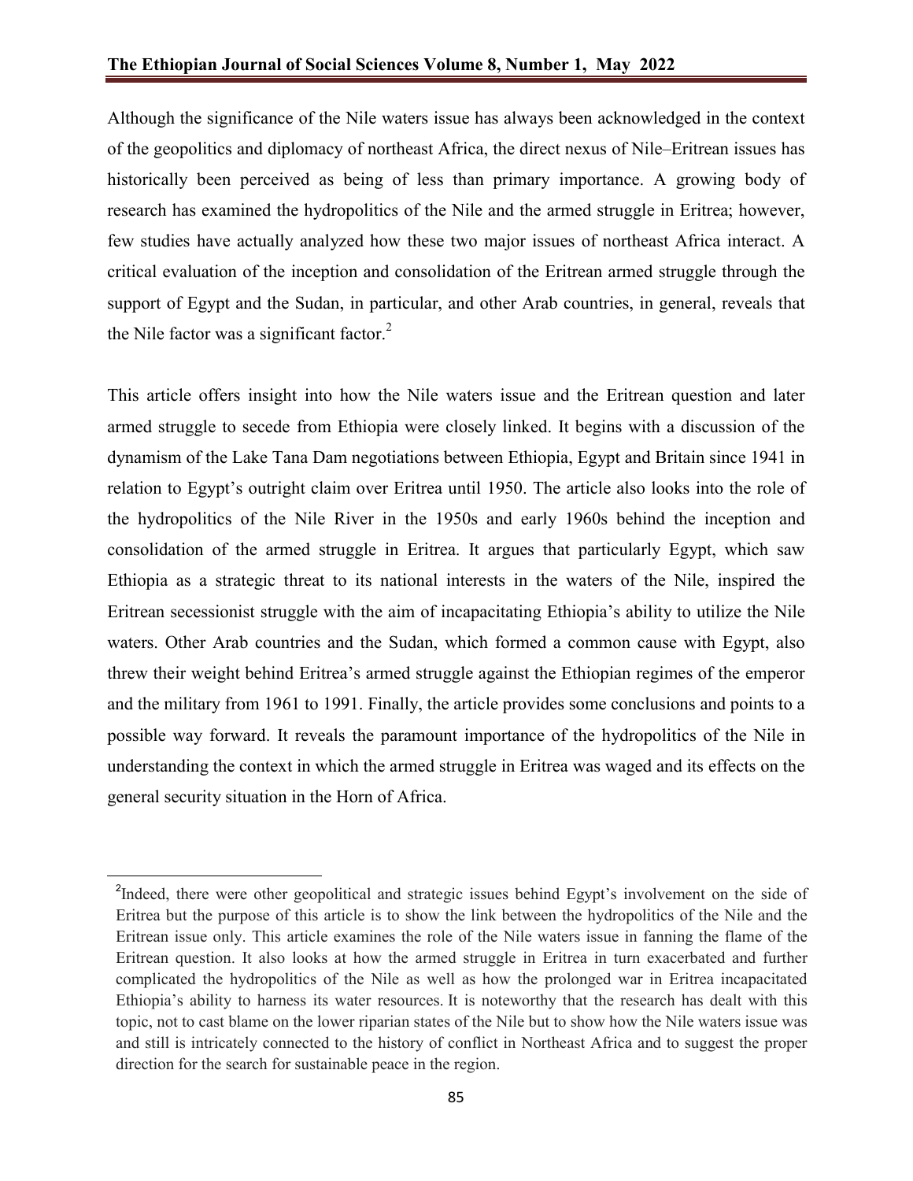Although the significance of the Nile waters issue has always been acknowledged in the context of the geopolitics and diplomacy of northeast Africa, the direct nexus of Nile–Eritrean issues has historically been perceived as being of less than primary importance. A growing body of research has examined the hydropolitics of the Nile and the armed struggle in Eritrea; however, few studies have actually analyzed how these two major issues of northeast Africa interact. A critical evaluation of the inception and consolidation of the Eritrean armed struggle through the support of Egypt and the Sudan, in particular, and other Arab countries, in general, reveals that the Nile factor was a significant factor.[2]

This article offers insight into how the Nile waters issue and the Eritrean question and later armed struggle to secede from Ethiopia were closely linked. It begins with a discussion of the dynamism of the Lake Tana Dam negotiations between Ethiopia, Egypt and Britain since 1941 in relation to Egypt's outright claim over Eritrea until 1950. The article also looks into the role of the hydropolitics of the Nile River in the 1950s and early 1960s behind the inception and consolidation of the armed struggle in Eritrea. It argues that particularly Egypt, which saw Ethiopia as a strategic threat to its national interests in the waters of the Nile, inspired the Eritrean secessionist struggle with the aim of incapacitating Ethiopia's ability to utilize the Nile waters. Other Arab countries and the Sudan, which formed a common cause with Egypt, also threw their weight behind Eritrea's armed struggle against the Ethiopian regimes of the emperor and the military from 1961 to 1991. Finally, the article provides some conclusions and points to a possible way forward. It reveals the paramount importance of the hydropolitics of the Nile in understanding the context in which the armed struggle in Eritrea was waged and its effects on the general security situation in the Horn of Africa.

---

[2]Indeed, there were other geopolitical and strategic issues behind Egypt's involvement on the side of Eritrea but the purpose of this article is to show the link between the hydropolitics of the Nile and the Eritrean issue only. This article examines the role of the Nile waters issue in fanning the flame of the Eritrean question. It also looks at how the armed struggle in Eritrea in turn exacerbated and further complicated the hydropolitics of the Nile as well as how the prolonged war in Eritrea incapacitated Ethiopia's ability to harness its water resources. It is noteworthy that the research has dealt with this topic, not to cast blame on the lower riparian states of the Nile but to show how the Nile waters issue was and still is intricately connected to the history of conflict in Northeast Africa and to suggest the proper direction for the search for sustainable peace in the region.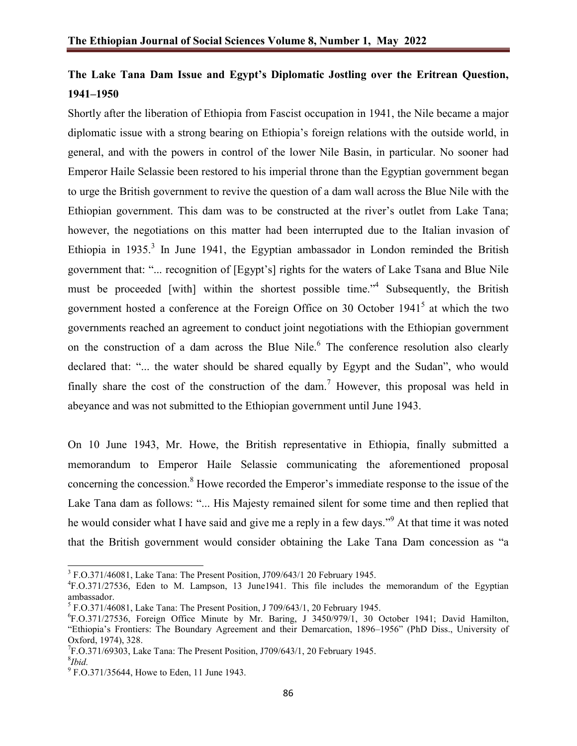## The Lake Tana Dam Issue and Egypt's Diplomatic Jostling over the Eritrean Question, 1941–1950

Shortly after the liberation of Ethiopia from Fascist occupation in 1941, the Nile became a major diplomatic issue with a strong bearing on Ethiopia's foreign relations with the outside world, in general, and with the powers in control of the lower Nile Basin, in particular. No sooner had Emperor Haile Selassie been restored to his imperial throne than the Egyptian government began to urge the British government to revive the question of a dam wall across the Blue Nile with the Ethiopian government. This dam was to be constructed at the river's outlet from Lake Tana; however, the negotiations on this matter had been interrupted due to the Italian invasion of Ethiopia in 1935.[3] In June 1941, the Egyptian ambassador in London reminded the British government that: "... recognition of [Egypt's] rights for the waters of Lake Tsana and Blue Nile must be proceeded [with] within the shortest possible time."[4] Subsequently, the British government hosted a conference at the Foreign Office on 30 October 1941[5] at which the two governments reached an agreement to conduct joint negotiations with the Ethiopian government on the construction of a dam across the Blue Nile.[6] The conference resolution also clearly declared that: "... the water should be shared equally by Egypt and the Sudan", who would finally share the cost of the construction of the dam.[7] However, this proposal was held in abeyance and was not submitted to the Ethiopian government until June 1943.

On 10 June 1943, Mr. Howe, the British representative in Ethiopia, finally submitted a memorandum to Emperor Haile Selassie communicating the aforementioned proposal concerning the concession.[8] Howe recorded the Emperor's immediate response to the issue of the Lake Tana dam as follows: "... His Majesty remained silent for some time and then replied that he would consider what I have said and give me a reply in a few days."[9] At that time it was noted that the British government would consider obtaining the Lake Tana Dam concession as "a

---

[3] F.O.371/46081, Lake Tana: The Present Position, J709/643/1 20 February 1945.

[4] F.O.371/27536, Eden to M. Lampson, 13 June1941. This file includes the memorandum of the Egyptian ambassador.

[5] F.O.371/46081, Lake Tana: The Present Position, J 709/643/1, 20 February 1945.

[6] F.O.371/27536, Foreign Office Minute by Mr. Baring, J 3450/979/1, 30 October 1941; David Hamilton, "Ethiopia's Frontiers: The Boundary Agreement and their Demarcation, 1896–1956" (PhD Diss., University of Oxford, 1974), 328.

[7] F.O.371/69303, Lake Tana: The Present Position, J709/643/1, 20 February 1945.

[8] *Ibid.*

[9] F.O.371/35644, Howe to Eden, 11 June 1943.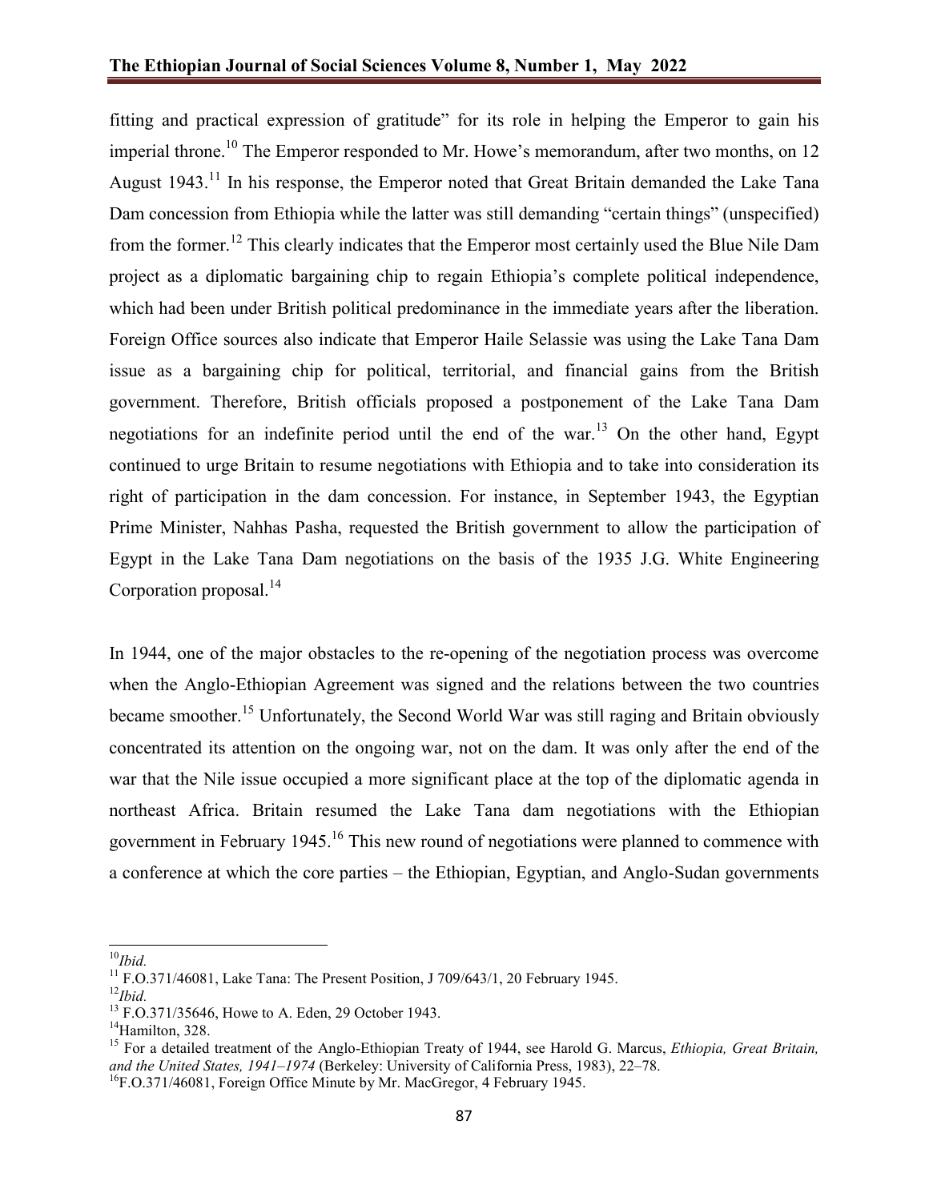fitting and practical expression of gratitude" for its role in helping the Emperor to gain his imperial throne.[10] The Emperor responded to Mr. Howe's memorandum, after two months, on 12 August 1943.[11] In his response, the Emperor noted that Great Britain demanded the Lake Tana Dam concession from Ethiopia while the latter was still demanding "certain things" (unspecified) from the former.[12] This clearly indicates that the Emperor most certainly used the Blue Nile Dam project as a diplomatic bargaining chip to regain Ethiopia's complete political independence, which had been under British political predominance in the immediate years after the liberation. Foreign Office sources also indicate that Emperor Haile Selassie was using the Lake Tana Dam issue as a bargaining chip for political, territorial, and financial gains from the British government. Therefore, British officials proposed a postponement of the Lake Tana Dam negotiations for an indefinite period until the end of the war.[13] On the other hand, Egypt continued to urge Britain to resume negotiations with Ethiopia and to take into consideration its right of participation in the dam concession. For instance, in September 1943, the Egyptian Prime Minister, Nahhas Pasha, requested the British government to allow the participation of Egypt in the Lake Tana Dam negotiations on the basis of the 1935 J.G. White Engineering Corporation proposal.[14]

In 1944, one of the major obstacles to the re-opening of the negotiation process was overcome when the Anglo-Ethiopian Agreement was signed and the relations between the two countries became smoother.[15] Unfortunately, the Second World War was still raging and Britain obviously concentrated its attention on the ongoing war, not on the dam. It was only after the end of the war that the Nile issue occupied a more significant place at the top of the diplomatic agenda in northeast Africa. Britain resumed the Lake Tana dam negotiations with the Ethiopian government in February 1945.[16] This new round of negotiations were planned to commence with a conference at which the core parties – the Ethiopian, Egyptian, and Anglo-Sudan governments

---

[10] *Ibid.*

[11] F.O.371/46081, Lake Tana: The Present Position, J 709/643/1, 20 February 1945.

[12] *Ibid.*

[13] F.O.371/35646, Howe to A. Eden, 29 October 1943.

[14] Hamilton, 328.

[15] For a detailed treatment of the Anglo-Ethiopian Treaty of 1944, see Harold G. Marcus, *Ethiopia, Great Britain, and the United States, 1941–1974* (Berkeley: University of California Press, 1983), 22–78.

[16] F.O.371/46081, Foreign Office Minute by Mr. MacGregor, 4 February 1945.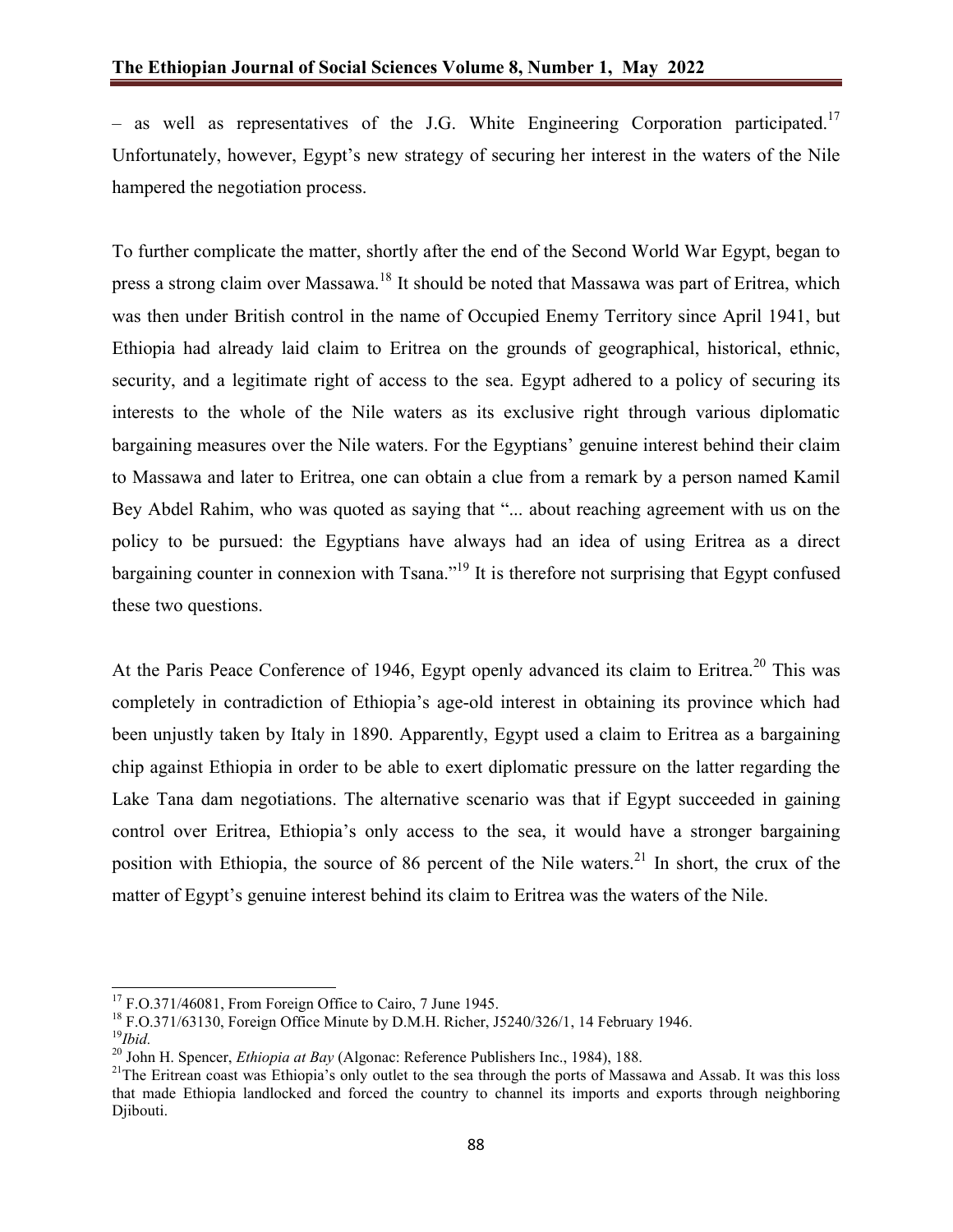– as well as representatives of the J.G. White Engineering Corporation participated.[17] Unfortunately, however, Egypt's new strategy of securing her interest in the waters of the Nile hampered the negotiation process.

To further complicate the matter, shortly after the end of the Second World War Egypt, began to press a strong claim over Massawa.[18] It should be noted that Massawa was part of Eritrea, which was then under British control in the name of Occupied Enemy Territory since April 1941, but Ethiopia had already laid claim to Eritrea on the grounds of geographical, historical, ethnic, security, and a legitimate right of access to the sea. Egypt adhered to a policy of securing its interests to the whole of the Nile waters as its exclusive right through various diplomatic bargaining measures over the Nile waters. For the Egyptians' genuine interest behind their claim to Massawa and later to Eritrea, one can obtain a clue from a remark by a person named Kamil Bey Abdel Rahim, who was quoted as saying that "... about reaching agreement with us on the policy to be pursued: the Egyptians have always had an idea of using Eritrea as a direct bargaining counter in connexion with Tsana."[19] It is therefore not surprising that Egypt confused these two questions.

At the Paris Peace Conference of 1946, Egypt openly advanced its claim to Eritrea.[20] This was completely in contradiction of Ethiopia's age-old interest in obtaining its province which had been unjustly taken by Italy in 1890. Apparently, Egypt used a claim to Eritrea as a bargaining chip against Ethiopia in order to be able to exert diplomatic pressure on the latter regarding the Lake Tana dam negotiations. The alternative scenario was that if Egypt succeeded in gaining control over Eritrea, Ethiopia's only access to the sea, it would have a stronger bargaining position with Ethiopia, the source of 86 percent of the Nile waters.[21] In short, the crux of the matter of Egypt's genuine interest behind its claim to Eritrea was the waters of the Nile.

---

[17] F.O.371/46081, From Foreign Office to Cairo, 7 June 1945.

[18] F.O.371/63130, Foreign Office Minute by D.M.H. Richer, J5240/326/1, 14 February 1946.

[19] *Ibid.*

[20] John H. Spencer, *Ethiopia at Bay* (Algonac: Reference Publishers Inc., 1984), 188.

[21] The Eritrean coast was Ethiopia's only outlet to the sea through the ports of Massawa and Assab. It was this loss that made Ethiopia landlocked and forced the country to channel its imports and exports through neighboring Djibouti.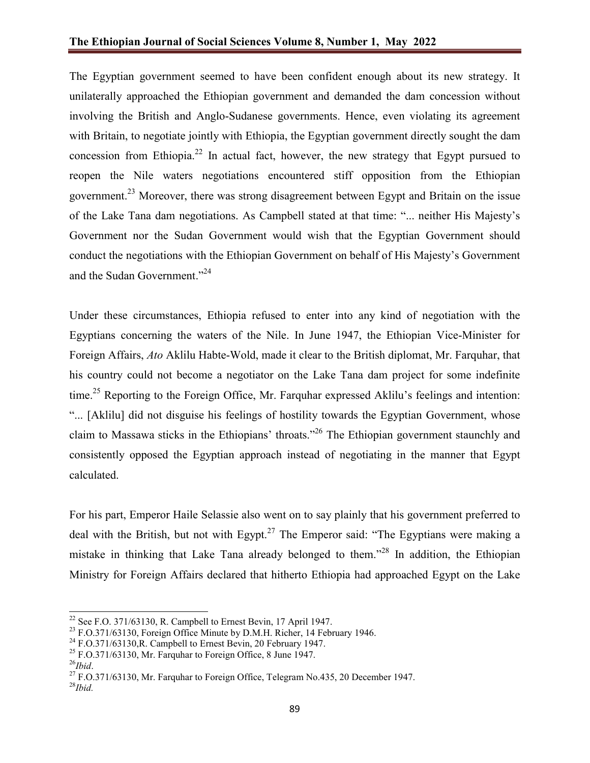The Egyptian government seemed to have been confident enough about its new strategy. It unilaterally approached the Ethiopian government and demanded the dam concession without involving the British and Anglo-Sudanese governments. Hence, even violating its agreement with Britain, to negotiate jointly with Ethiopia, the Egyptian government directly sought the dam concession from Ethiopia.[22] In actual fact, however, the new strategy that Egypt pursued to reopen the Nile waters negotiations encountered stiff opposition from the Ethiopian government.[23] Moreover, there was strong disagreement between Egypt and Britain on the issue of the Lake Tana dam negotiations. As Campbell stated at that time: "... neither His Majesty's Government nor the Sudan Government would wish that the Egyptian Government should conduct the negotiations with the Ethiopian Government on behalf of His Majesty's Government and the Sudan Government."[24]

Under these circumstances, Ethiopia refused to enter into any kind of negotiation with the Egyptians concerning the waters of the Nile. In June 1947, the Ethiopian Vice-Minister for Foreign Affairs, *Ato* Aklilu Habte-Wold, made it clear to the British diplomat, Mr. Farquhar, that his country could not become a negotiator on the Lake Tana dam project for some indefinite time.[25] Reporting to the Foreign Office, Mr. Farquhar expressed Aklilu's feelings and intention: "... [Aklilu] did not disguise his feelings of hostility towards the Egyptian Government, whose claim to Massawa sticks in the Ethiopians' throats."[26] The Ethiopian government staunchly and consistently opposed the Egyptian approach instead of negotiating in the manner that Egypt calculated.

For his part, Emperor Haile Selassie also went on to say plainly that his government preferred to deal with the British, but not with Egypt.[27] The Emperor said: "The Egyptians were making a mistake in thinking that Lake Tana already belonged to them."[28] In addition, the Ethiopian Ministry for Foreign Affairs declared that hitherto Ethiopia had approached Egypt on the Lake

---

[22] See F.O. 371/63130, R. Campbell to Ernest Bevin, 17 April 1947.

[23] F.O.371/63130, Foreign Office Minute by D.M.H. Richer, 14 February 1946.

[24] F.O.371/63130,R. Campbell to Ernest Bevin, 20 February 1947.

[25] F.O.371/63130, Mr. Farquhar to Foreign Office, 8 June 1947.

[26] *Ibid*.

[27] F.O.371/63130, Mr. Farquhar to Foreign Office, Telegram No.435, 20 December 1947.

[28] *Ibid.*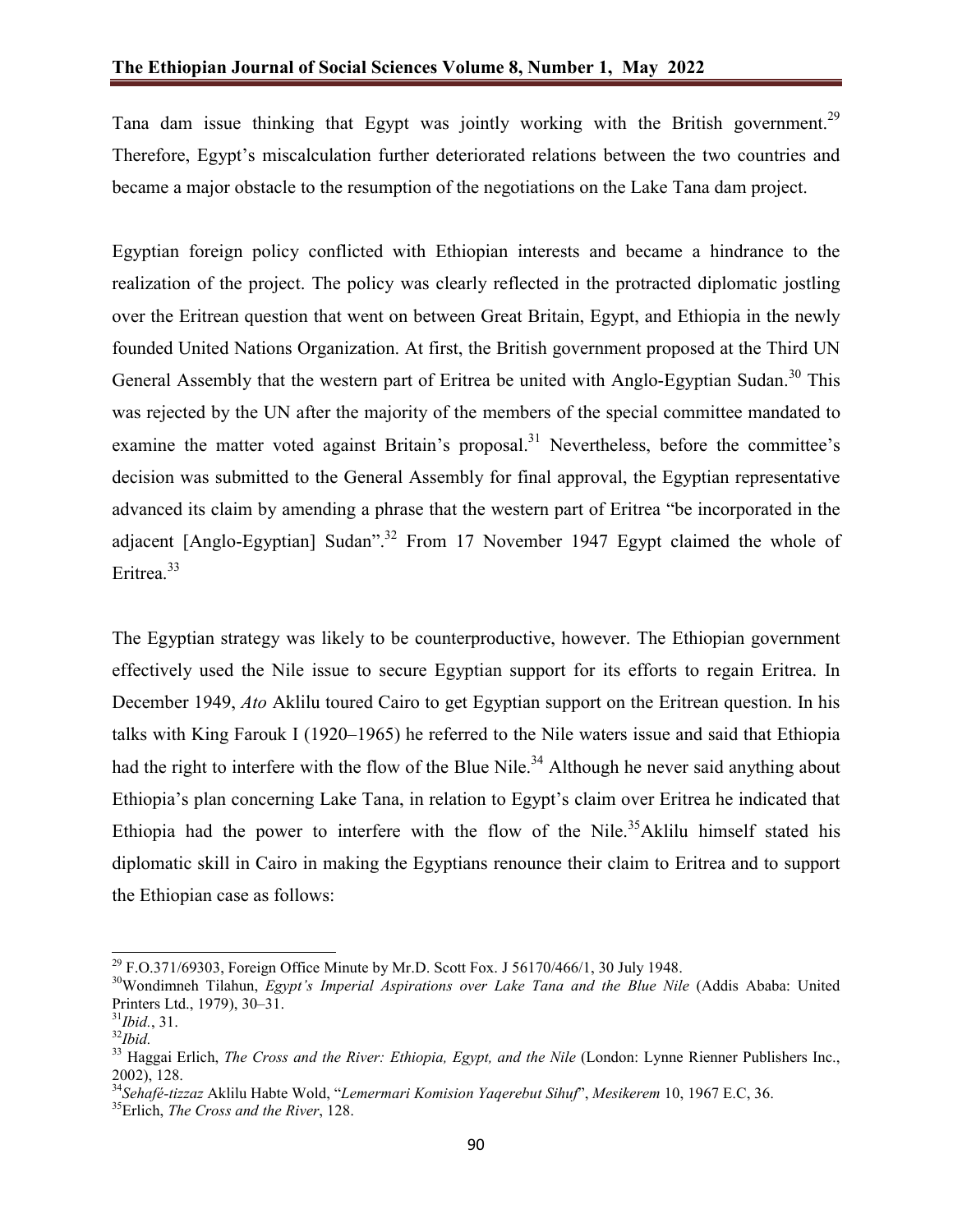Tana dam issue thinking that Egypt was jointly working with the British government.[29] Therefore, Egypt's miscalculation further deteriorated relations between the two countries and became a major obstacle to the resumption of the negotiations on the Lake Tana dam project.

Egyptian foreign policy conflicted with Ethiopian interests and became a hindrance to the realization of the project. The policy was clearly reflected in the protracted diplomatic jostling over the Eritrean question that went on between Great Britain, Egypt, and Ethiopia in the newly founded United Nations Organization. At first, the British government proposed at the Third UN General Assembly that the western part of Eritrea be united with Anglo-Egyptian Sudan.[30] This was rejected by the UN after the majority of the members of the special committee mandated to examine the matter voted against Britain's proposal.[31] Nevertheless, before the committee's decision was submitted to the General Assembly for final approval, the Egyptian representative advanced its claim by amending a phrase that the western part of Eritrea "be incorporated in the adjacent [Anglo-Egyptian] Sudan".[32] From 17 November 1947 Egypt claimed the whole of Eritrea.[33]

The Egyptian strategy was likely to be counterproductive, however. The Ethiopian government effectively used the Nile issue to secure Egyptian support for its efforts to regain Eritrea. In December 1949, *Ato* Aklilu toured Cairo to get Egyptian support on the Eritrean question. In his talks with King Farouk I (1920–1965) he referred to the Nile waters issue and said that Ethiopia had the right to interfere with the flow of the Blue Nile.[34] Although he never said anything about Ethiopia's plan concerning Lake Tana, in relation to Egypt's claim over Eritrea he indicated that Ethiopia had the power to interfere with the flow of the Nile.[35] Aklilu himself stated his diplomatic skill in Cairo in making the Egyptians renounce their claim to Eritrea and to support the Ethiopian case as follows:

---

[29] F.O.371/69303, Foreign Office Minute by Mr.D. Scott Fox. J 56170/466/1, 30 July 1948.

[30] Wondimneh Tilahun, *Egypt's Imperial Aspirations over Lake Tana and the Blue Nile* (Addis Ababa: United Printers Ltd., 1979), 30–31.

[31] *Ibid.*, 31.

[32] *Ibid.*

[33] Haggai Erlich, *The Cross and the River: Ethiopia, Egypt, and the Nile* (London: Lynne Rienner Publishers Inc., 2002), 128.

[34] *Sehafé-tizzaz* Aklilu Habte Wold, "*Lemermari Komision Yaqerebut Sihuf*", *Mesikerem* 10, 1967 E.C, 36.

[35] Erlich, *The Cross and the River*, 128.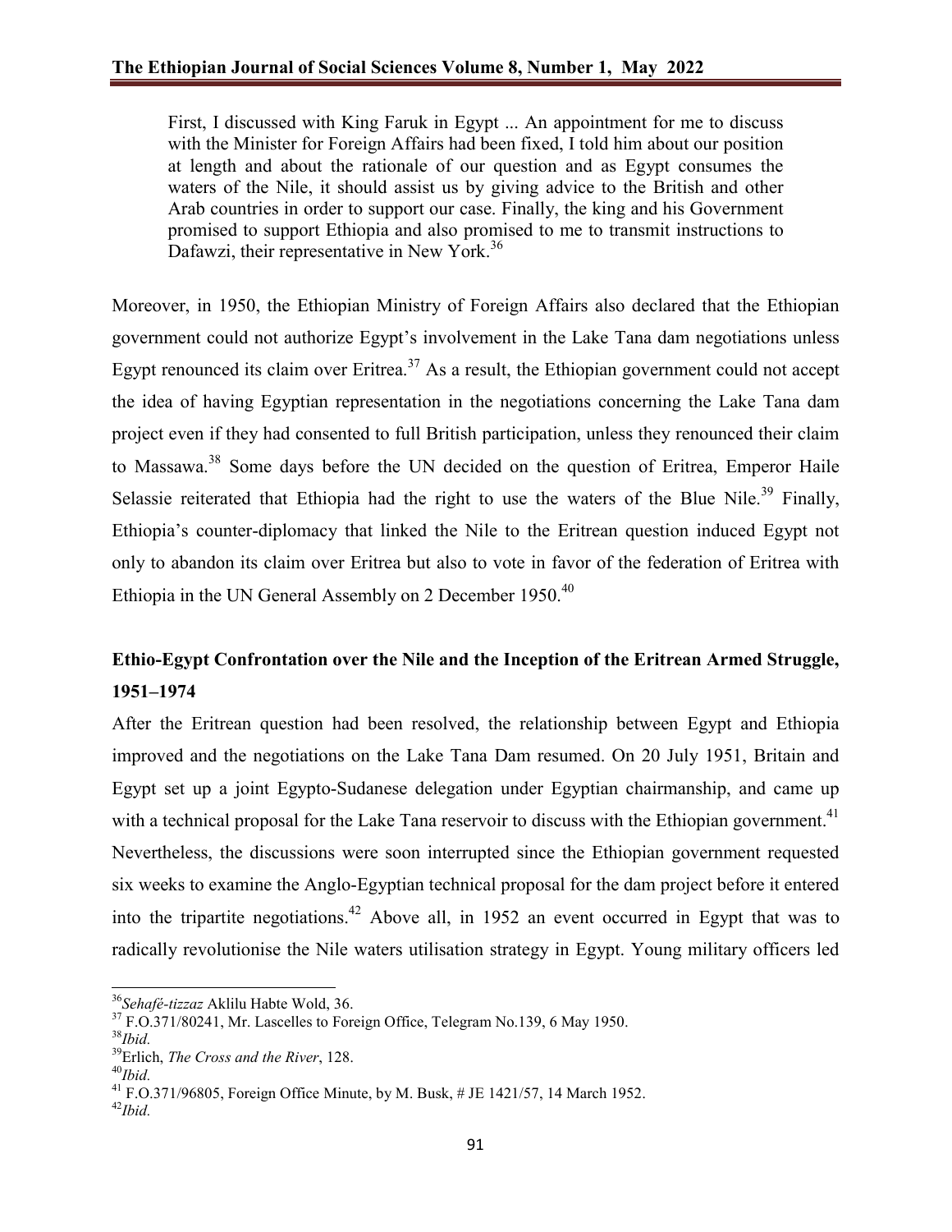> First, I discussed with King Faruk in Egypt ... An appointment for me to discuss with the Minister for Foreign Affairs had been fixed, I told him about our position at length and about the rationale of our question and as Egypt consumes the waters of the Nile, it should assist us by giving advice to the British and other Arab countries in order to support our case. Finally, the king and his Government promised to support Ethiopia and also promised to me to transmit instructions to Dafawzi, their representative in New York.[36]

Moreover, in 1950, the Ethiopian Ministry of Foreign Affairs also declared that the Ethiopian government could not authorize Egypt's involvement in the Lake Tana dam negotiations unless Egypt renounced its claim over Eritrea.[37] As a result, the Ethiopian government could not accept the idea of having Egyptian representation in the negotiations concerning the Lake Tana dam project even if they had consented to full British participation, unless they renounced their claim to Massawa.[38] Some days before the UN decided on the question of Eritrea, Emperor Haile Selassie reiterated that Ethiopia had the right to use the waters of the Blue Nile.[39] Finally, Ethiopia's counter-diplomacy that linked the Nile to the Eritrean question induced Egypt not only to abandon its claim over Eritrea but also to vote in favor of the federation of Eritrea with Ethiopia in the UN General Assembly on 2 December 1950.[40]

## Ethio-Egypt Confrontation over the Nile and the Inception of the Eritrean Armed Struggle, 1951–1974

After the Eritrean question had been resolved, the relationship between Egypt and Ethiopia improved and the negotiations on the Lake Tana Dam resumed. On 20 July 1951, Britain and Egypt set up a joint Egypto-Sudanese delegation under Egyptian chairmanship, and came up with a technical proposal for the Lake Tana reservoir to discuss with the Ethiopian government.[41] Nevertheless, the discussions were soon interrupted since the Ethiopian government requested six weeks to examine the Anglo-Egyptian technical proposal for the dam project before it entered into the tripartite negotiations.[42] Above all, in 1952 an event occurred in Egypt that was to radically revolutionise the Nile waters utilisation strategy in Egypt. Young military officers led

---

[36] *Sehafé-tizzaz* Aklilu Habte Wold, 36.

[37] F.O.371/80241, Mr. Lascelles to Foreign Office, Telegram No.139, 6 May 1950.

[38] *Ibid.*

[39] Erlich, *The Cross and the River*, 128.

[40] *Ibid.*

[41] F.O.371/96805, Foreign Office Minute, by M. Busk, # JE 1421/57, 14 March 1952.

[42] *Ibid.*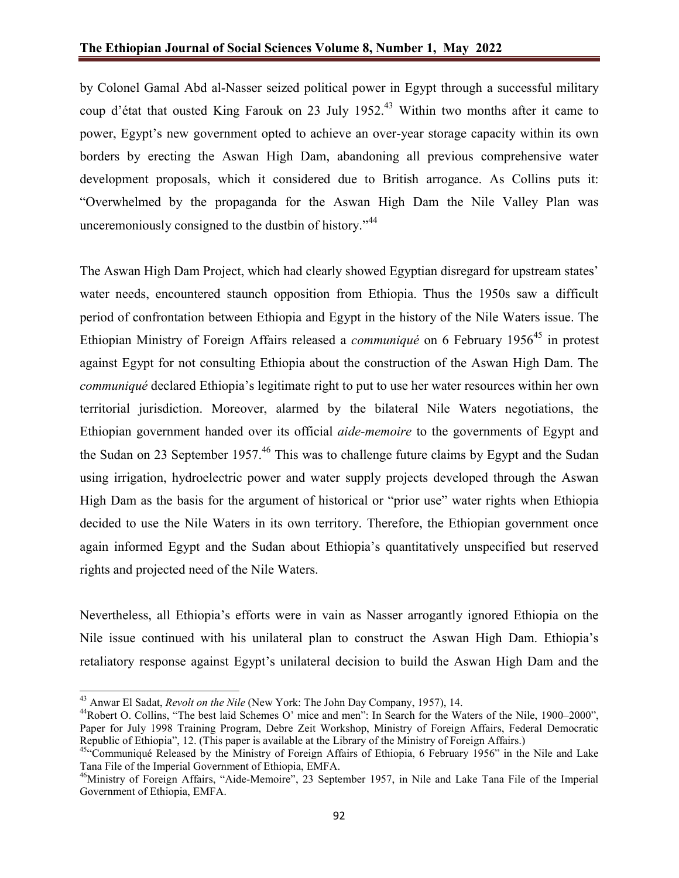by Colonel Gamal Abd al-Nasser seized political power in Egypt through a successful military coup d'état that ousted King Farouk on 23 July 1952.[43] Within two months after it came to power, Egypt's new government opted to achieve an over-year storage capacity within its own borders by erecting the Aswan High Dam, abandoning all previous comprehensive water development proposals, which it considered due to British arrogance. As Collins puts it: "Overwhelmed by the propaganda for the Aswan High Dam the Nile Valley Plan was unceremoniously consigned to the dustbin of history."[44]

The Aswan High Dam Project, which had clearly showed Egyptian disregard for upstream states' water needs, encountered staunch opposition from Ethiopia. Thus the 1950s saw a difficult period of confrontation between Ethiopia and Egypt in the history of the Nile Waters issue. The Ethiopian Ministry of Foreign Affairs released a *communiqué* on 6 February 1956[45] in protest against Egypt for not consulting Ethiopia about the construction of the Aswan High Dam. The *communiqué* declared Ethiopia's legitimate right to put to use her water resources within her own territorial jurisdiction. Moreover, alarmed by the bilateral Nile Waters negotiations, the Ethiopian government handed over its official *aide-memoire* to the governments of Egypt and the Sudan on 23 September 1957.[46] This was to challenge future claims by Egypt and the Sudan using irrigation, hydroelectric power and water supply projects developed through the Aswan High Dam as the basis for the argument of historical or "prior use" water rights when Ethiopia decided to use the Nile Waters in its own territory. Therefore, the Ethiopian government once again informed Egypt and the Sudan about Ethiopia's quantitatively unspecified but reserved rights and projected need of the Nile Waters.

Nevertheless, all Ethiopia's efforts were in vain as Nasser arrogantly ignored Ethiopia on the Nile issue continued with his unilateral plan to construct the Aswan High Dam. Ethiopia's retaliatory response against Egypt's unilateral decision to build the Aswan High Dam and the

---

[43] Anwar El Sadat, *Revolt on the Nile* (New York: The John Day Company, 1957), 14.

[44] Robert O. Collins, "The best laid Schemes O' mice and men": In Search for the Waters of the Nile, 1900–2000", Paper for July 1998 Training Program, Debre Zeit Workshop, Ministry of Foreign Affairs, Federal Democratic Republic of Ethiopia", 12. (This paper is available at the Library of the Ministry of Foreign Affairs.)

[45] "Communiqué Released by the Ministry of Foreign Affairs of Ethiopia, 6 February 1956" in the Nile and Lake Tana File of the Imperial Government of Ethiopia, EMFA.

[46] Ministry of Foreign Affairs, "Aide-Memoire", 23 September 1957, in Nile and Lake Tana File of the Imperial Government of Ethiopia, EMFA.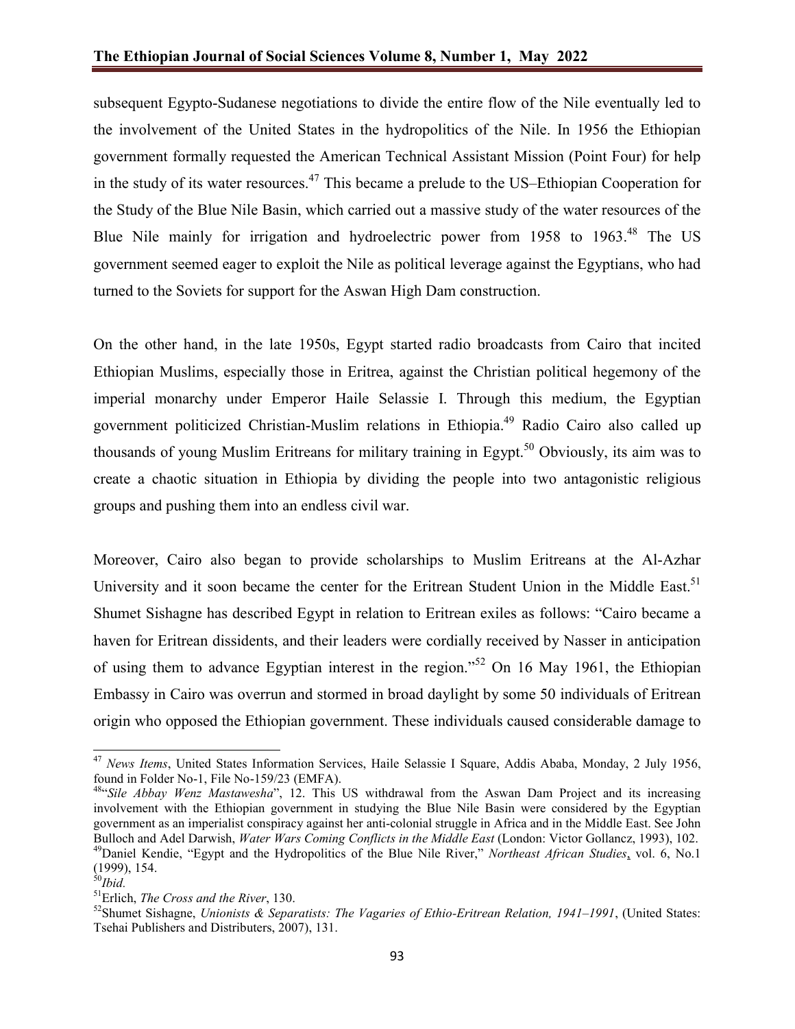subsequent Egypto-Sudanese negotiations to divide the entire flow of the Nile eventually led to the involvement of the United States in the hydropolitics of the Nile. In 1956 the Ethiopian government formally requested the American Technical Assistant Mission (Point Four) for help in the study of its water resources.[47] This became a prelude to the US–Ethiopian Cooperation for the Study of the Blue Nile Basin, which carried out a massive study of the water resources of the Blue Nile mainly for irrigation and hydroelectric power from 1958 to 1963.[48] The US government seemed eager to exploit the Nile as political leverage against the Egyptians, who had turned to the Soviets for support for the Aswan High Dam construction.

On the other hand, in the late 1950s, Egypt started radio broadcasts from Cairo that incited Ethiopian Muslims, especially those in Eritrea, against the Christian political hegemony of the imperial monarchy under Emperor Haile Selassie I. Through this medium, the Egyptian government politicized Christian-Muslim relations in Ethiopia.[49] Radio Cairo also called up thousands of young Muslim Eritreans for military training in Egypt.[50] Obviously, its aim was to create a chaotic situation in Ethiopia by dividing the people into two antagonistic religious groups and pushing them into an endless civil war.

Moreover, Cairo also began to provide scholarships to Muslim Eritreans at the Al-Azhar University and it soon became the center for the Eritrean Student Union in the Middle East.[51] Shumet Sishagne has described Egypt in relation to Eritrean exiles as follows: "Cairo became a haven for Eritrean dissidents, and their leaders were cordially received by Nasser in anticipation of using them to advance Egyptian interest in the region."[52] On 16 May 1961, the Ethiopian Embassy in Cairo was overrun and stormed in broad daylight by some 50 individuals of Eritrean origin who opposed the Ethiopian government. These individuals caused considerable damage to

---

[47] *News Items*, United States Information Services, Haile Selassie I Square, Addis Ababa, Monday, 2 July 1956, found in Folder No-1, File No-159/23 (EMFA).

[48] "*Sile Abbay Wenz Mastawesha*", 12. This US withdrawal from the Aswan Dam Project and its increasing involvement with the Ethiopian government in studying the Blue Nile Basin were considered by the Egyptian government as an imperialist conspiracy against her anti-colonial struggle in Africa and in the Middle East. See John Bulloch and Adel Darwish, *Water Wars Coming Conflicts in the Middle East* (London: Victor Gollancz, 1993), 102.

[49] Daniel Kendie, "Egypt and the Hydropolitics of the Blue Nile River," *Northeast African Studies*, vol. 6, No.1 (1999), 154.

[50] *Ibid.*

[51] Erlich, *The Cross and the River*, 130.

[52] Shumet Sishagne, *Unionists & Separatists: The Vagaries of Ethio-Eritrean Relation, 1941–1991*, (United States: Tsehai Publishers and Distributers, 2007), 131.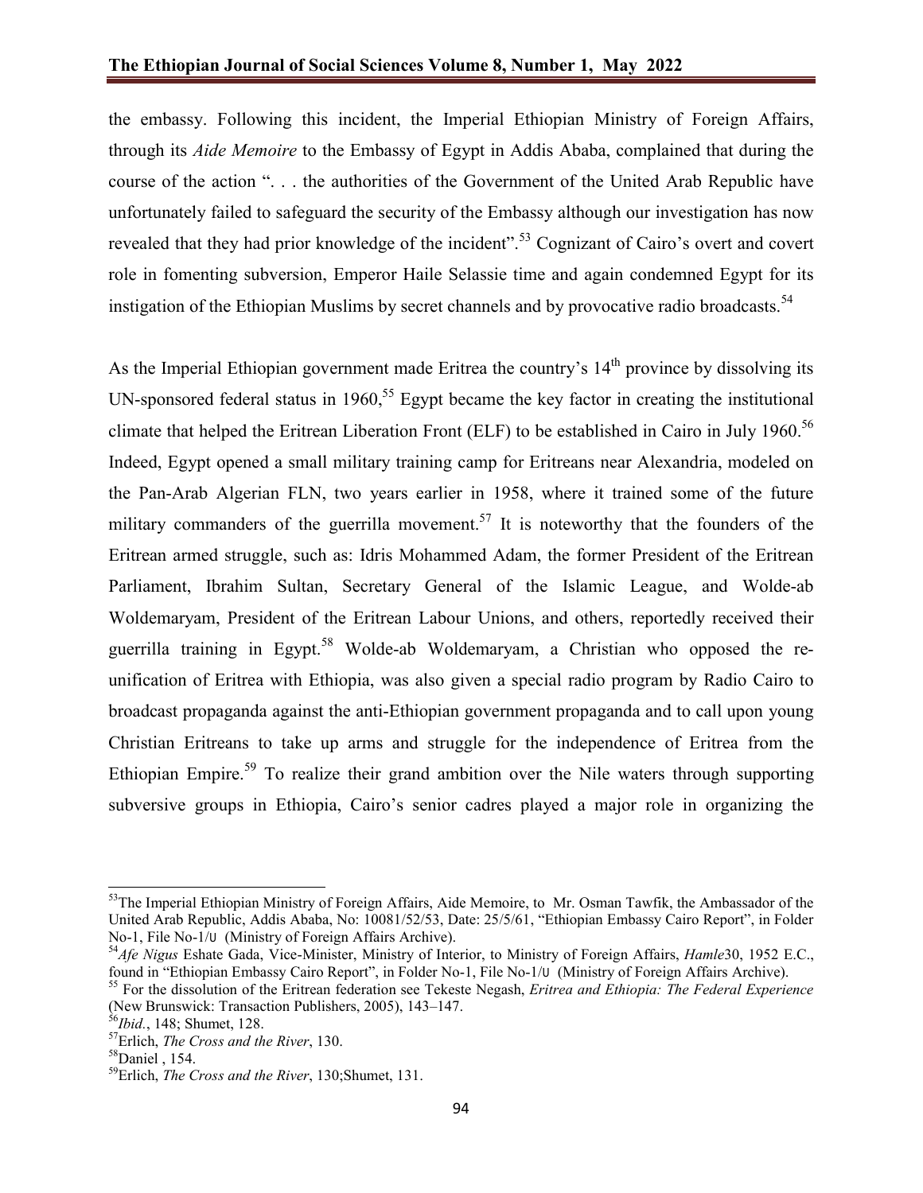the embassy. Following this incident, the Imperial Ethiopian Ministry of Foreign Affairs, through its *Aide Memoire* to the Embassy of Egypt in Addis Ababa, complained that during the course of the action ". . . the authorities of the Government of the United Arab Republic have unfortunately failed to safeguard the security of the Embassy although our investigation has now revealed that they had prior knowledge of the incident".[53] Cognizant of Cairo's overt and covert role in fomenting subversion, Emperor Haile Selassie time and again condemned Egypt for its instigation of the Ethiopian Muslims by secret channels and by provocative radio broadcasts.[54]

As the Imperial Ethiopian government made Eritrea the country's 14th province by dissolving its UN-sponsored federal status in 1960,[55] Egypt became the key factor in creating the institutional climate that helped the Eritrean Liberation Front (ELF) to be established in Cairo in July 1960.[56] Indeed, Egypt opened a small military training camp for Eritreans near Alexandria, modeled on the Pan-Arab Algerian FLN, two years earlier in 1958, where it trained some of the future military commanders of the guerrilla movement.[57] It is noteworthy that the founders of the Eritrean armed struggle, such as: Idris Mohammed Adam, the former President of the Eritrean Parliament, Ibrahim Sultan, Secretary General of the Islamic League, and Wolde-ab Woldemaryam, President of the Eritrean Labour Unions, and others, reportedly received their guerrilla training in Egypt.[58] Wolde-ab Woldemaryam, a Christian who opposed the re-unification of Eritrea with Ethiopia, was also given a special radio program by Radio Cairo to broadcast propaganda against the anti-Ethiopian government propaganda and to call upon young Christian Eritreans to take up arms and struggle for the independence of Eritrea from the Ethiopian Empire.[59] To realize their grand ambition over the Nile waters through supporting subversive groups in Ethiopia, Cairo's senior cadres played a major role in organizing the

---

[53] The Imperial Ethiopian Ministry of Foreign Affairs, Aide Memoire, to Mr. Osman Tawfik, the Ambassador of the United Arab Republic, Addis Ababa, No: 10081/52/53, Date: 25/5/61, "Ethiopian Embassy Cairo Report", in Folder No-1, File No-1/ሀ (Ministry of Foreign Affairs Archive).

[54] *Afe Nigus* Eshate Gada, Vice-Minister, Ministry of Interior, to Ministry of Foreign Affairs, *Hamle*30, 1952 E.C., found in "Ethiopian Embassy Cairo Report", in Folder No-1, File No-1/ሀ (Ministry of Foreign Affairs Archive).

[55] For the dissolution of the Eritrean federation see Tekeste Negash, *Eritrea and Ethiopia: The Federal Experience* (New Brunswick: Transaction Publishers, 2005), 143–147.

[56] *Ibid.*, 148; Shumet, 128.

[57] Erlich, *The Cross and the River*, 130.

[58] Daniel , 154.

[59] Erlich, *The Cross and the River*, 130;Shumet, 131.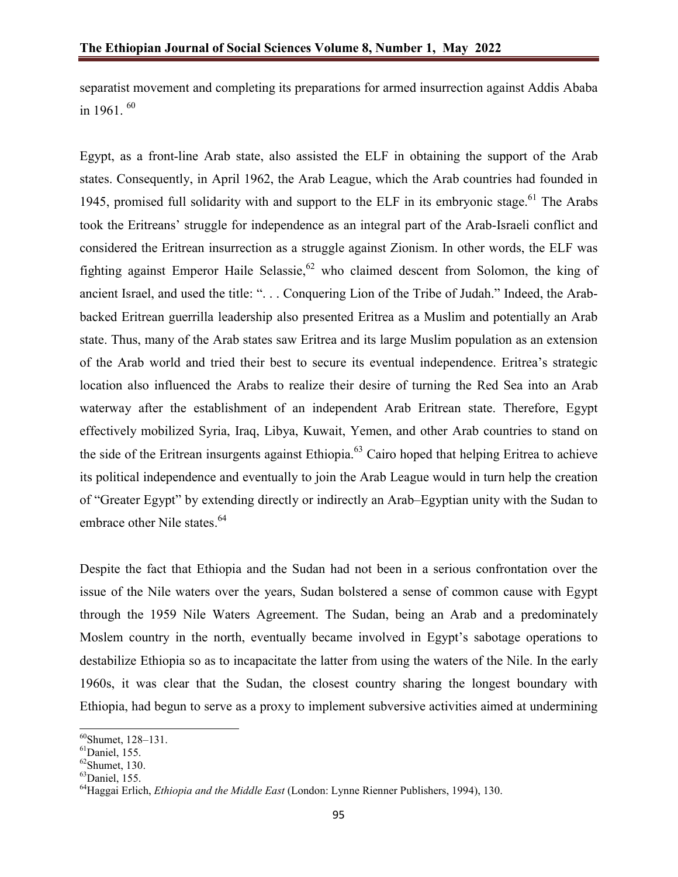separatist movement and completing its preparations for armed insurrection against Addis Ababa in 1961. [60]

Egypt, as a front-line Arab state, also assisted the ELF in obtaining the support of the Arab states. Consequently, in April 1962, the Arab League, which the Arab countries had founded in 1945, promised full solidarity with and support to the ELF in its embryonic stage.[61] The Arabs took the Eritreans' struggle for independence as an integral part of the Arab-Israeli conflict and considered the Eritrean insurrection as a struggle against Zionism. In other words, the ELF was fighting against Emperor Haile Selassie,[62] who claimed descent from Solomon, the king of ancient Israel, and used the title: ". . . Conquering Lion of the Tribe of Judah." Indeed, the Arab-backed Eritrean guerrilla leadership also presented Eritrea as a Muslim and potentially an Arab state. Thus, many of the Arab states saw Eritrea and its large Muslim population as an extension of the Arab world and tried their best to secure its eventual independence. Eritrea's strategic location also influenced the Arabs to realize their desire of turning the Red Sea into an Arab waterway after the establishment of an independent Arab Eritrean state. Therefore, Egypt effectively mobilized Syria, Iraq, Libya, Kuwait, Yemen, and other Arab countries to stand on the side of the Eritrean insurgents against Ethiopia.[63] Cairo hoped that helping Eritrea to achieve its political independence and eventually to join the Arab League would in turn help the creation of "Greater Egypt" by extending directly or indirectly an Arab–Egyptian unity with the Sudan to embrace other Nile states.[64]

Despite the fact that Ethiopia and the Sudan had not been in a serious confrontation over the issue of the Nile waters over the years, Sudan bolstered a sense of common cause with Egypt through the 1959 Nile Waters Agreement. The Sudan, being an Arab and a predominately Moslem country in the north, eventually became involved in Egypt's sabotage operations to destabilize Ethiopia so as to incapacitate the latter from using the waters of the Nile. In the early 1960s, it was clear that the Sudan, the closest country sharing the longest boundary with Ethiopia, had begun to serve as a proxy to implement subversive activities aimed at undermining

---

[60] Shumet, 128–131.

[61] Daniel, 155.

[62] Shumet, 130.

[63] Daniel, 155.

[64] Haggai Erlich, *Ethiopia and the Middle East* (London: Lynne Rienner Publishers, 1994), 130.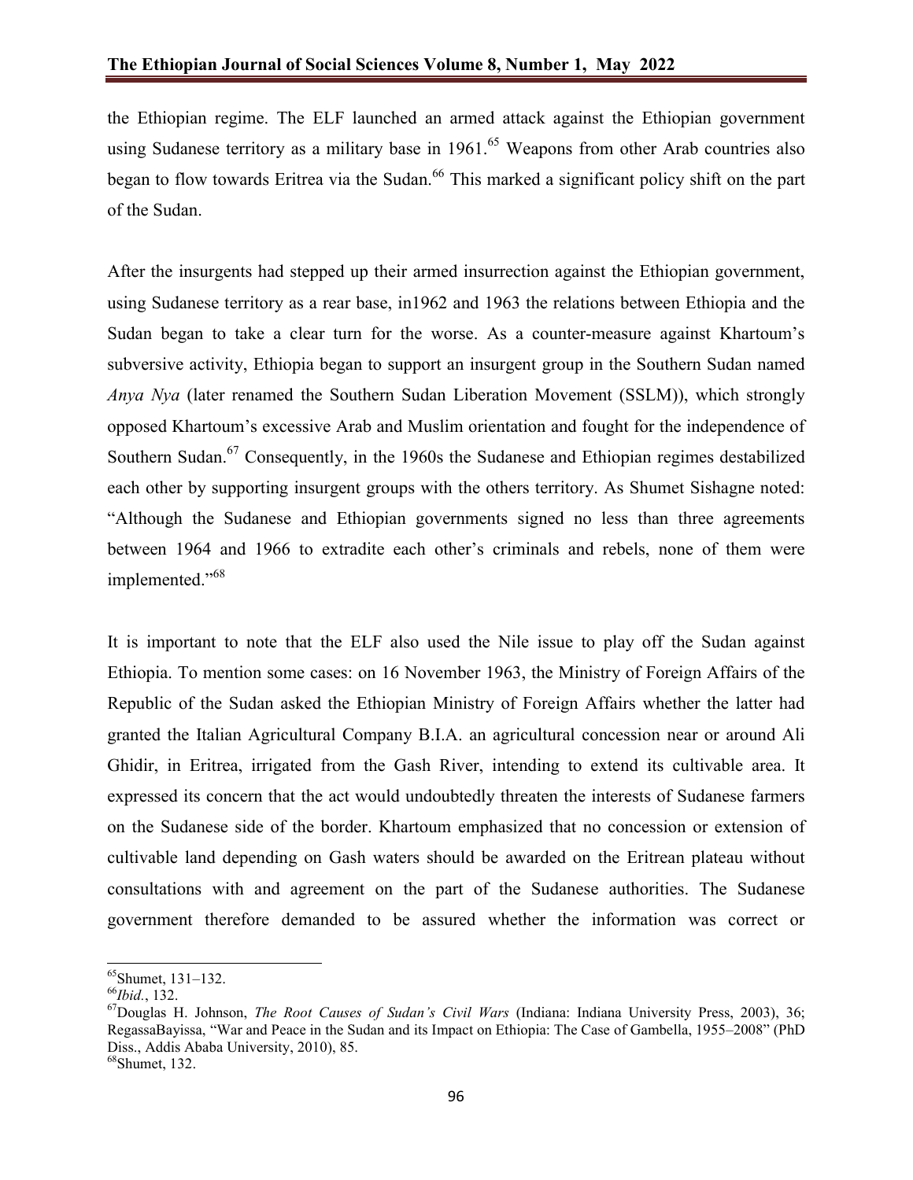the Ethiopian regime. The ELF launched an armed attack against the Ethiopian government using Sudanese territory as a military base in 1961.[65] Weapons from other Arab countries also began to flow towards Eritrea via the Sudan.[66] This marked a significant policy shift on the part of the Sudan.

After the insurgents had stepped up their armed insurrection against the Ethiopian government, using Sudanese territory as a rear base, in1962 and 1963 the relations between Ethiopia and the Sudan began to take a clear turn for the worse. As a counter-measure against Khartoum's subversive activity, Ethiopia began to support an insurgent group in the Southern Sudan named *Anya Nya* (later renamed the Southern Sudan Liberation Movement (SSLM)), which strongly opposed Khartoum's excessive Arab and Muslim orientation and fought for the independence of Southern Sudan.[67] Consequently, in the 1960s the Sudanese and Ethiopian regimes destabilized each other by supporting insurgent groups with the others territory. As Shumet Sishagne noted: "Although the Sudanese and Ethiopian governments signed no less than three agreements between 1964 and 1966 to extradite each other's criminals and rebels, none of them were implemented."[68]

It is important to note that the ELF also used the Nile issue to play off the Sudan against Ethiopia. To mention some cases: on 16 November 1963, the Ministry of Foreign Affairs of the Republic of the Sudan asked the Ethiopian Ministry of Foreign Affairs whether the latter had granted the Italian Agricultural Company B.I.A. an agricultural concession near or around Ali Ghidir, in Eritrea, irrigated from the Gash River, intending to extend its cultivable area. It expressed its concern that the act would undoubtedly threaten the interests of Sudanese farmers on the Sudanese side of the border. Khartoum emphasized that no concession or extension of cultivable land depending on Gash waters should be awarded on the Eritrean plateau without consultations with and agreement on the part of the Sudanese authorities. The Sudanese government therefore demanded to be assured whether the information was correct or

---

[65] Shumet, 131–132.

[66] *Ibid.*, 132.

[67] Douglas H. Johnson, *The Root Causes of Sudan's Civil Wars* (Indiana: Indiana University Press, 2003), 36; RegassaBayissa, "War and Peace in the Sudan and its Impact on Ethiopia: The Case of Gambella, 1955–2008" (PhD Diss., Addis Ababa University, 2010), 85.

[68] Shumet, 132.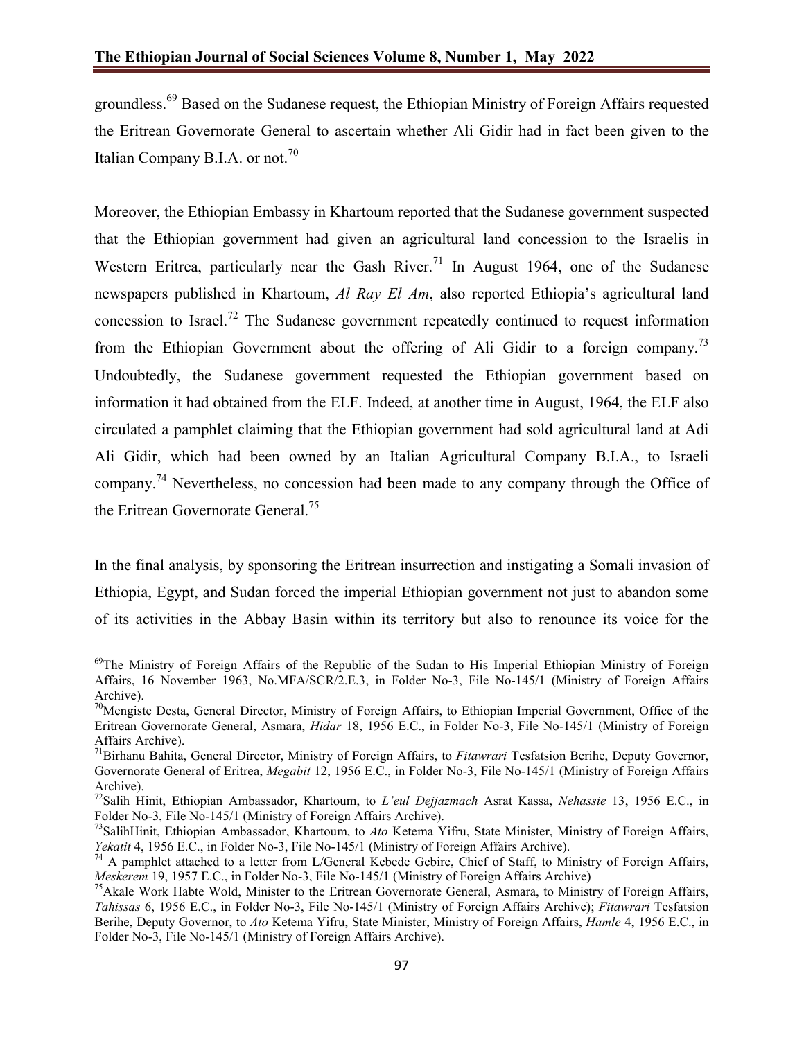groundless.[69] Based on the Sudanese request, the Ethiopian Ministry of Foreign Affairs requested the Eritrean Governorate General to ascertain whether Ali Gidir had in fact been given to the Italian Company B.I.A. or not.[70]

Moreover, the Ethiopian Embassy in Khartoum reported that the Sudanese government suspected that the Ethiopian government had given an agricultural land concession to the Israelis in Western Eritrea, particularly near the Gash River.[71] In August 1964, one of the Sudanese newspapers published in Khartoum, *Al Ray El Am*, also reported Ethiopia's agricultural land concession to Israel.[72] The Sudanese government repeatedly continued to request information from the Ethiopian Government about the offering of Ali Gidir to a foreign company.[73] Undoubtedly, the Sudanese government requested the Ethiopian government based on information it had obtained from the ELF. Indeed, at another time in August, 1964, the ELF also circulated a pamphlet claiming that the Ethiopian government had sold agricultural land at Adi Ali Gidir, which had been owned by an Italian Agricultural Company B.I.A., to Israeli company.[74] Nevertheless, no concession had been made to any company through the Office of the Eritrean Governorate General.[75]

In the final analysis, by sponsoring the Eritrean insurrection and instigating a Somali invasion of Ethiopia, Egypt, and Sudan forced the imperial Ethiopian government not just to abandon some of its activities in the Abbay Basin within its territory but also to renounce its voice for the

---

[69]The Ministry of Foreign Affairs of the Republic of the Sudan to His Imperial Ethiopian Ministry of Foreign Affairs, 16 November 1963, No.MFA/SCR/2.E.3, in Folder No-3, File No-145/1 (Ministry of Foreign Affairs Archive).

[70]Mengiste Desta, General Director, Ministry of Foreign Affairs, to Ethiopian Imperial Government, Office of the Eritrean Governorate General, Asmara, *Hidar* 18, 1956 E.C., in Folder No-3, File No-145/1 (Ministry of Foreign Affairs Archive).

[71]Birhanu Bahita, General Director, Ministry of Foreign Affairs, to *Fitawrari* Tesfatsion Berihe, Deputy Governor, Governorate General of Eritrea, *Megabit* 12, 1956 E.C., in Folder No-3, File No-145/1 (Ministry of Foreign Affairs Archive).

[72]Salih Hinit, Ethiopian Ambassador, Khartoum, to *L'eul Dejjazmach* Asrat Kassa, *Nehassie* 13, 1956 E.C., in Folder No-3, File No-145/1 (Ministry of Foreign Affairs Archive).

[73]SalihHinit, Ethiopian Ambassador, Khartoum, to *Ato* Ketema Yifru, State Minister, Ministry of Foreign Affairs, *Yekatit* 4, 1956 E.C., in Folder No-3, File No-145/1 (Ministry of Foreign Affairs Archive).

[74] A pamphlet attached to a letter from L/General Kebede Gebire, Chief of Staff, to Ministry of Foreign Affairs, *Meskerem* 19, 1957 E.C., in Folder No-3, File No-145/1 (Ministry of Foreign Affairs Archive)

[75]Akale Work Habte Wold, Minister to the Eritrean Governorate General, Asmara, to Ministry of Foreign Affairs, *Tahissas* 6, 1956 E.C., in Folder No-3, File No-145/1 (Ministry of Foreign Affairs Archive); *Fitawrari* Tesfatsion Berihe, Deputy Governor, to *Ato* Ketema Yifru, State Minister, Ministry of Foreign Affairs, *Hamle* 4, 1956 E.C., in Folder No-3, File No-145/1 (Ministry of Foreign Affairs Archive).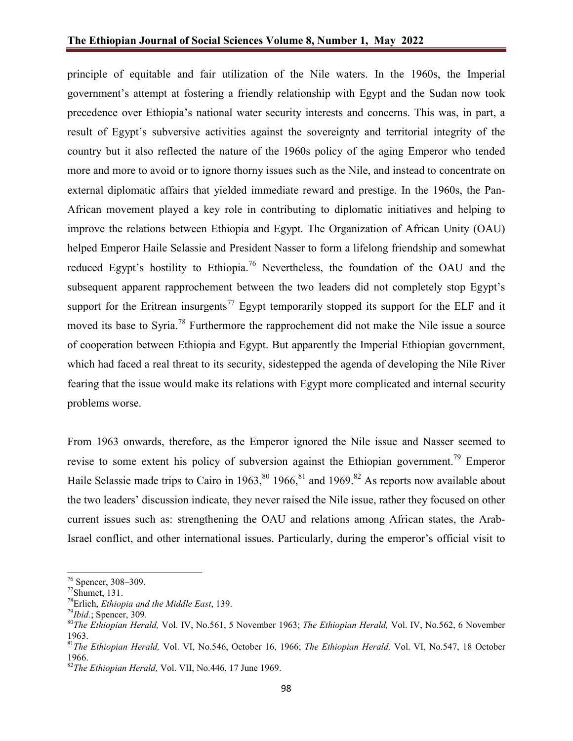principle of equitable and fair utilization of the Nile waters. In the 1960s, the Imperial government's attempt at fostering a friendly relationship with Egypt and the Sudan now took precedence over Ethiopia's national water security interests and concerns. This was, in part, a result of Egypt's subversive activities against the sovereignty and territorial integrity of the country but it also reflected the nature of the 1960s policy of the aging Emperor who tended more and more to avoid or to ignore thorny issues such as the Nile, and instead to concentrate on external diplomatic affairs that yielded immediate reward and prestige. In the 1960s, the Pan-African movement played a key role in contributing to diplomatic initiatives and helping to improve the relations between Ethiopia and Egypt. The Organization of African Unity (OAU) helped Emperor Haile Selassie and President Nasser to form a lifelong friendship and somewhat reduced Egypt's hostility to Ethiopia.[76] Nevertheless, the foundation of the OAU and the subsequent apparent rapprochement between the two leaders did not completely stop Egypt's support for the Eritrean insurgents[77] Egypt temporarily stopped its support for the ELF and it moved its base to Syria.[78] Furthermore the rapprochement did not make the Nile issue a source of cooperation between Ethiopia and Egypt. But apparently the Imperial Ethiopian government, which had faced a real threat to its security, sidestepped the agenda of developing the Nile River fearing that the issue would make its relations with Egypt more complicated and internal security problems worse.

From 1963 onwards, therefore, as the Emperor ignored the Nile issue and Nasser seemed to revise to some extent his policy of subversion against the Ethiopian government.[79] Emperor Haile Selassie made trips to Cairo in 1963,[80] 1966,[81] and 1969.[82] As reports now available about the two leaders' discussion indicate, they never raised the Nile issue, rather they focused on other current issues such as: strengthening the OAU and relations among African states, the Arab-Israel conflict, and other international issues. Particularly, during the emperor's official visit to

---

[76] Spencer, 308–309.

[77] Shumet, 131.

[78] Erlich, *Ethiopia and the Middle East*, 139.

[79] *Ibid.*; Spencer, 309.

[80] *The Ethiopian Herald,* Vol. IV, No.561, 5 November 1963; *The Ethiopian Herald,* Vol. IV, No.562, 6 November 1963.

[81] *The Ethiopian Herald,* Vol. VI, No.546, October 16, 1966; *The Ethiopian Herald,* Vol. VI, No.547, 18 October 1966.

[82] *The Ethiopian Herald,* Vol. VII, No.446, 17 June 1969.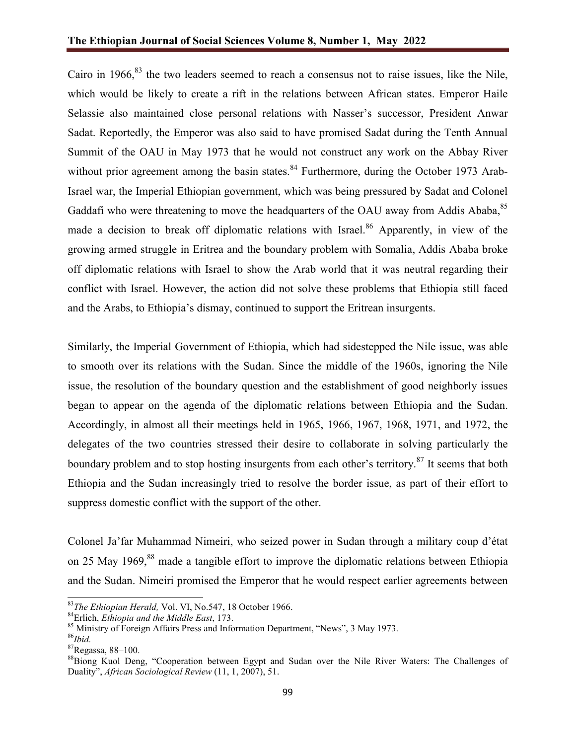Cairo in 1966,[83] the two leaders seemed to reach a consensus not to raise issues, like the Nile, which would be likely to create a rift in the relations between African states. Emperor Haile Selassie also maintained close personal relations with Nasser's successor, President Anwar Sadat. Reportedly, the Emperor was also said to have promised Sadat during the Tenth Annual Summit of the OAU in May 1973 that he would not construct any work on the Abbay River without prior agreement among the basin states.[84] Furthermore, during the October 1973 Arab-Israel war, the Imperial Ethiopian government, which was being pressured by Sadat and Colonel Gaddafi who were threatening to move the headquarters of the OAU away from Addis Ababa,[85] made a decision to break off diplomatic relations with Israel.[86] Apparently, in view of the growing armed struggle in Eritrea and the boundary problem with Somalia, Addis Ababa broke off diplomatic relations with Israel to show the Arab world that it was neutral regarding their conflict with Israel. However, the action did not solve these problems that Ethiopia still faced and the Arabs, to Ethiopia's dismay, continued to support the Eritrean insurgents.

Similarly, the Imperial Government of Ethiopia, which had sidestepped the Nile issue, was able to smooth over its relations with the Sudan. Since the middle of the 1960s, ignoring the Nile issue, the resolution of the boundary question and the establishment of good neighborly issues began to appear on the agenda of the diplomatic relations between Ethiopia and the Sudan. Accordingly, in almost all their meetings held in 1965, 1966, 1967, 1968, 1971, and 1972, the delegates of the two countries stressed their desire to collaborate in solving particularly the boundary problem and to stop hosting insurgents from each other's territory.[87] It seems that both Ethiopia and the Sudan increasingly tried to resolve the border issue, as part of their effort to suppress domestic conflict with the support of the other.

Colonel Ja'far Muhammad Nimeiri, who seized power in Sudan through a military coup d'état on 25 May 1969,[88] made a tangible effort to improve the diplomatic relations between Ethiopia and the Sudan. Nimeiri promised the Emperor that he would respect earlier agreements between

---

[83] *The Ethiopian Herald,* Vol. VI, No.547, 18 October 1966.

[84] Erlich, *Ethiopia and the Middle East*, 173.

[85] Ministry of Foreign Affairs Press and Information Department, "News", 3 May 1973.

[86] *Ibid.*

[87] Regassa, 88–100.

[88] Biong Kuol Deng, "Cooperation between Egypt and Sudan over the Nile River Waters: The Challenges of Duality", *African Sociological Review* (11, 1, 2007), 51.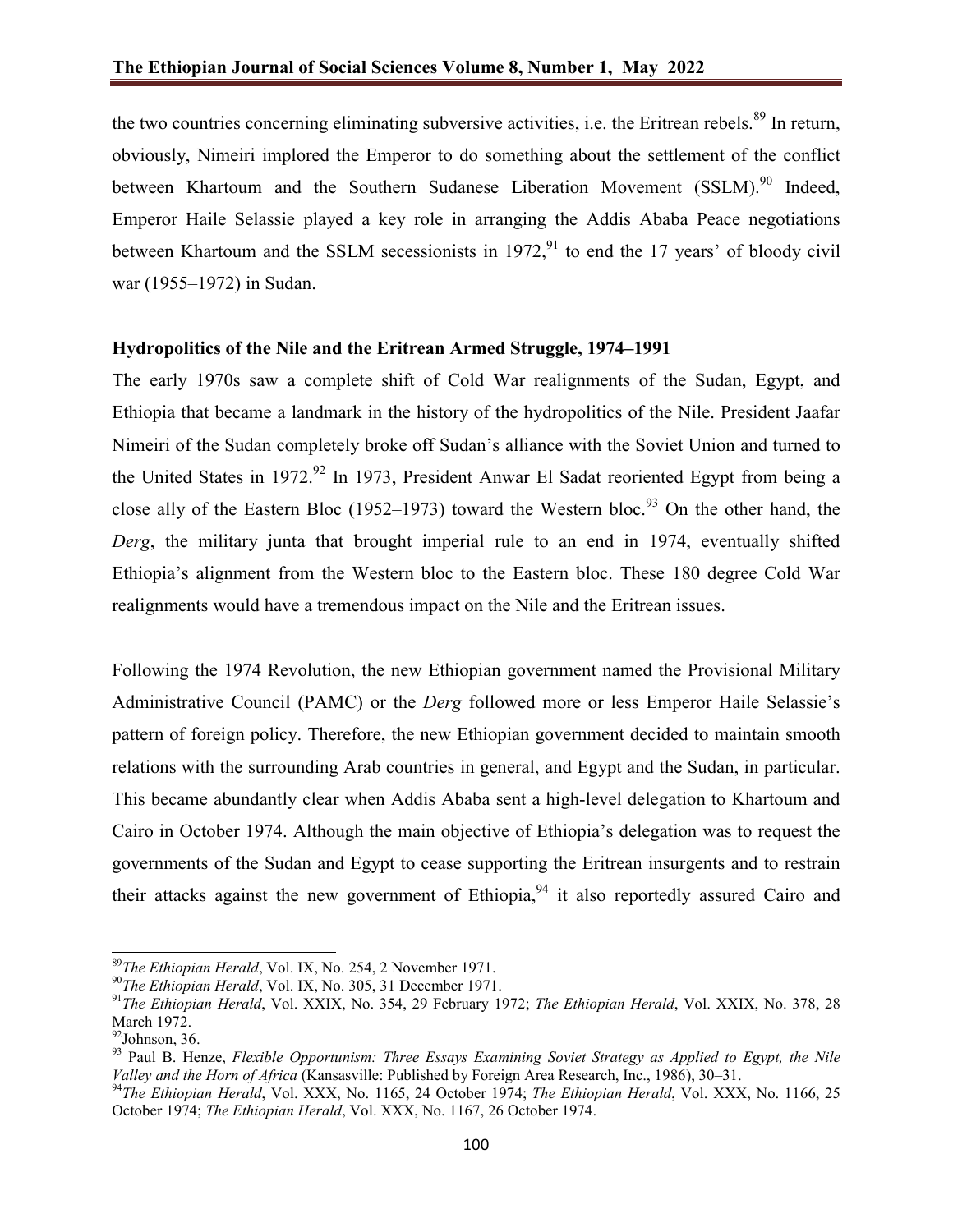the two countries concerning eliminating subversive activities, i.e. the Eritrean rebels.[89] In return, obviously, Nimeiri implored the Emperor to do something about the settlement of the conflict between Khartoum and the Southern Sudanese Liberation Movement (SSLM).[90] Indeed, Emperor Haile Selassie played a key role in arranging the Addis Ababa Peace negotiations between Khartoum and the SSLM secessionists in 1972,[91] to end the 17 years' of bloody civil war (1955–1972) in Sudan.

### Hydropolitics of the Nile and the Eritrean Armed Struggle, 1974–1991

The early 1970s saw a complete shift of Cold War realignments of the Sudan, Egypt, and Ethiopia that became a landmark in the history of the hydropolitics of the Nile. President Jaafar Nimeiri of the Sudan completely broke off Sudan's alliance with the Soviet Union and turned to the United States in 1972.[92] In 1973, President Anwar El Sadat reoriented Egypt from being a close ally of the Eastern Bloc (1952–1973) toward the Western bloc.[93] On the other hand, the *Derg*, the military junta that brought imperial rule to an end in 1974, eventually shifted Ethiopia's alignment from the Western bloc to the Eastern bloc. These 180 degree Cold War realignments would have a tremendous impact on the Nile and the Eritrean issues.

Following the 1974 Revolution, the new Ethiopian government named the Provisional Military Administrative Council (PAMC) or the *Derg* followed more or less Emperor Haile Selassie's pattern of foreign policy. Therefore, the new Ethiopian government decided to maintain smooth relations with the surrounding Arab countries in general, and Egypt and the Sudan, in particular. This became abundantly clear when Addis Ababa sent a high-level delegation to Khartoum and Cairo in October 1974. Although the main objective of Ethiopia's delegation was to request the governments of the Sudan and Egypt to cease supporting the Eritrean insurgents and to restrain their attacks against the new government of Ethiopia,[94] it also reportedly assured Cairo and

---

[89] *The Ethiopian Herald*, Vol. IX, No. 254, 2 November 1971.

[90] *The Ethiopian Herald*, Vol. IX, No. 305, 31 December 1971.

[91] *The Ethiopian Herald*, Vol. XXIX, No. 354, 29 February 1972; *The Ethiopian Herald*, Vol. XXIX, No. 378, 28 March 1972.

[92] Johnson, 36.

[93] Paul B. Henze, *Flexible Opportunism: Three Essays Examining Soviet Strategy as Applied to Egypt, the Nile Valley and the Horn of Africa* (Kansasville: Published by Foreign Area Research, Inc., 1986), 30–31.

[94] *The Ethiopian Herald*, Vol. XXX, No. 1165, 24 October 1974; *The Ethiopian Herald*, Vol. XXX, No. 1166, 25 October 1974; *The Ethiopian Herald*, Vol. XXX, No. 1167, 26 October 1974.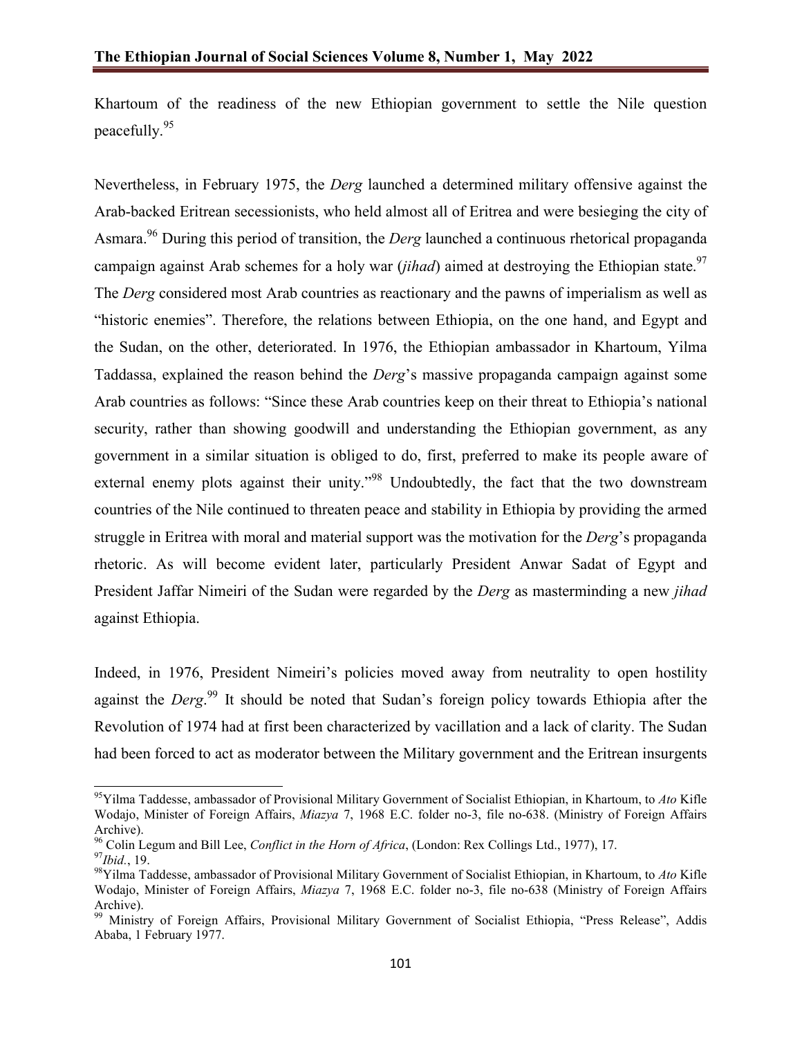Khartoum of the readiness of the new Ethiopian government to settle the Nile question peacefully.[95]

Nevertheless, in February 1975, the *Derg* launched a determined military offensive against the Arab-backed Eritrean secessionists, who held almost all of Eritrea and were besieging the city of Asmara.[96] During this period of transition, the *Derg* launched a continuous rhetorical propaganda campaign against Arab schemes for a holy war (*jihad*) aimed at destroying the Ethiopian state.[97] The *Derg* considered most Arab countries as reactionary and the pawns of imperialism as well as "historic enemies". Therefore, the relations between Ethiopia, on the one hand, and Egypt and the Sudan, on the other, deteriorated. In 1976, the Ethiopian ambassador in Khartoum, Yilma Taddassa, explained the reason behind the *Derg*'s massive propaganda campaign against some Arab countries as follows: "Since these Arab countries keep on their threat to Ethiopia's national security, rather than showing goodwill and understanding the Ethiopian government, as any government in a similar situation is obliged to do, first, preferred to make its people aware of external enemy plots against their unity."[98] Undoubtedly, the fact that the two downstream countries of the Nile continued to threaten peace and stability in Ethiopia by providing the armed struggle in Eritrea with moral and material support was the motivation for the *Derg*'s propaganda rhetoric. As will become evident later, particularly President Anwar Sadat of Egypt and President Jaffar Nimeiri of the Sudan were regarded by the *Derg* as masterminding a new *jihad* against Ethiopia.

Indeed, in 1976, President Nimeiri's policies moved away from neutrality to open hostility against the *Derg*.[99] It should be noted that Sudan's foreign policy towards Ethiopia after the Revolution of 1974 had at first been characterized by vacillation and a lack of clarity. The Sudan had been forced to act as moderator between the Military government and the Eritrean insurgents

---

[95] Yilma Taddesse, ambassador of Provisional Military Government of Socialist Ethiopian, in Khartoum, to *Ato* Kifle Wodajo, Minister of Foreign Affairs, *Miazya* 7, 1968 E.C. folder no-3, file no-638. (Ministry of Foreign Affairs Archive).

[96] Colin Legum and Bill Lee, *Conflict in the Horn of Africa*, (London: Rex Collings Ltd., 1977), 17.

[97] *Ibid.*, 19.

[98] Yilma Taddesse, ambassador of Provisional Military Government of Socialist Ethiopian, in Khartoum, to *Ato* Kifle Wodajo, Minister of Foreign Affairs, *Miazya* 7, 1968 E.C. folder no-3, file no-638 (Ministry of Foreign Affairs Archive).

[99] Ministry of Foreign Affairs, Provisional Military Government of Socialist Ethiopia, "Press Release", Addis Ababa, 1 February 1977.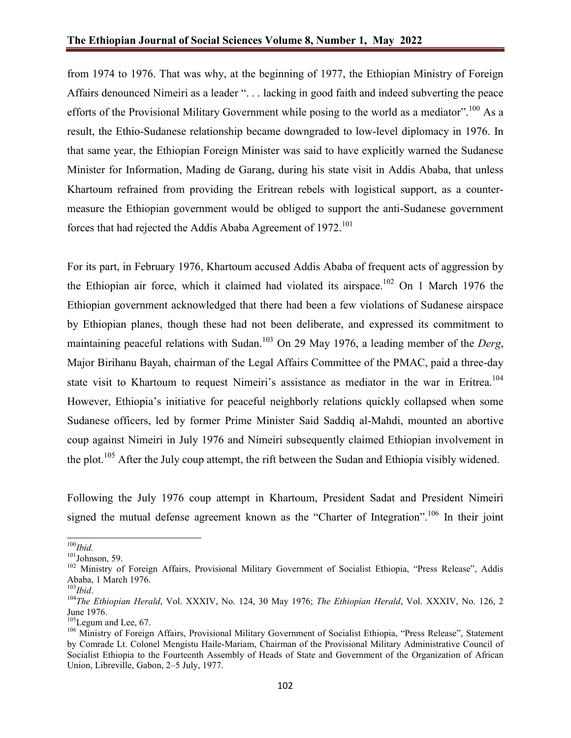from 1974 to 1976. That was why, at the beginning of 1977, the Ethiopian Ministry of Foreign Affairs denounced Nimeiri as a leader ". . . lacking in good faith and indeed subverting the peace efforts of the Provisional Military Government while posing to the world as a mediator".[100] As a result, the Ethio-Sudanese relationship became downgraded to low-level diplomacy in 1976. In that same year, the Ethiopian Foreign Minister was said to have explicitly warned the Sudanese Minister for Information, Mading de Garang, during his state visit in Addis Ababa, that unless Khartoum refrained from providing the Eritrean rebels with logistical support, as a counter-measure the Ethiopian government would be obliged to support the anti-Sudanese government forces that had rejected the Addis Ababa Agreement of 1972.[101]

For its part, in February 1976, Khartoum accused Addis Ababa of frequent acts of aggression by the Ethiopian air force, which it claimed had violated its airspace.[102] On 1 March 1976 the Ethiopian government acknowledged that there had been a few violations of Sudanese airspace by Ethiopian planes, though these had not been deliberate, and expressed its commitment to maintaining peaceful relations with Sudan.[103] On 29 May 1976, a leading member of the *Derg*, Major Birihanu Bayah, chairman of the Legal Affairs Committee of the PMAC, paid a three-day state visit to Khartoum to request Nimeiri's assistance as mediator in the war in Eritrea.[104] However, Ethiopia's initiative for peaceful neighborly relations quickly collapsed when some Sudanese officers, led by former Prime Minister Said Saddiq al-Mahdi, mounted an abortive coup against Nimeiri in July 1976 and Nimeiri subsequently claimed Ethiopian involvement in the plot.[105] After the July coup attempt, the rift between the Sudan and Ethiopia visibly widened.

Following the July 1976 coup attempt in Khartoum, President Sadat and President Nimeiri signed the mutual defense agreement known as the "Charter of Integration".[106] In their joint

---

[100] *Ibid.*

[101] Johnson, 59.

[102] Ministry of Foreign Affairs, Provisional Military Government of Socialist Ethiopia, "Press Release", Addis Ababa, 1 March 1976.

[103] *Ibid*.

[104] *The Ethiopian Herald*, Vol. XXXIV, No. 124, 30 May 1976; *The Ethiopian Herald*, Vol. XXXIV, No. 126, 2 June 1976.

[105] Legum and Lee, 67.

[106] Ministry of Foreign Affairs, Provisional Military Government of Socialist Ethiopia, "Press Release", Statement by Comrade Lt. Colonel Mengistu Haile-Mariam, Chairman of the Provisional Military Administrative Council of Socialist Ethiopia to the Fourteenth Assembly of Heads of State and Government of the Organization of African Union, Libreville, Gabon, 2–5 July, 1977.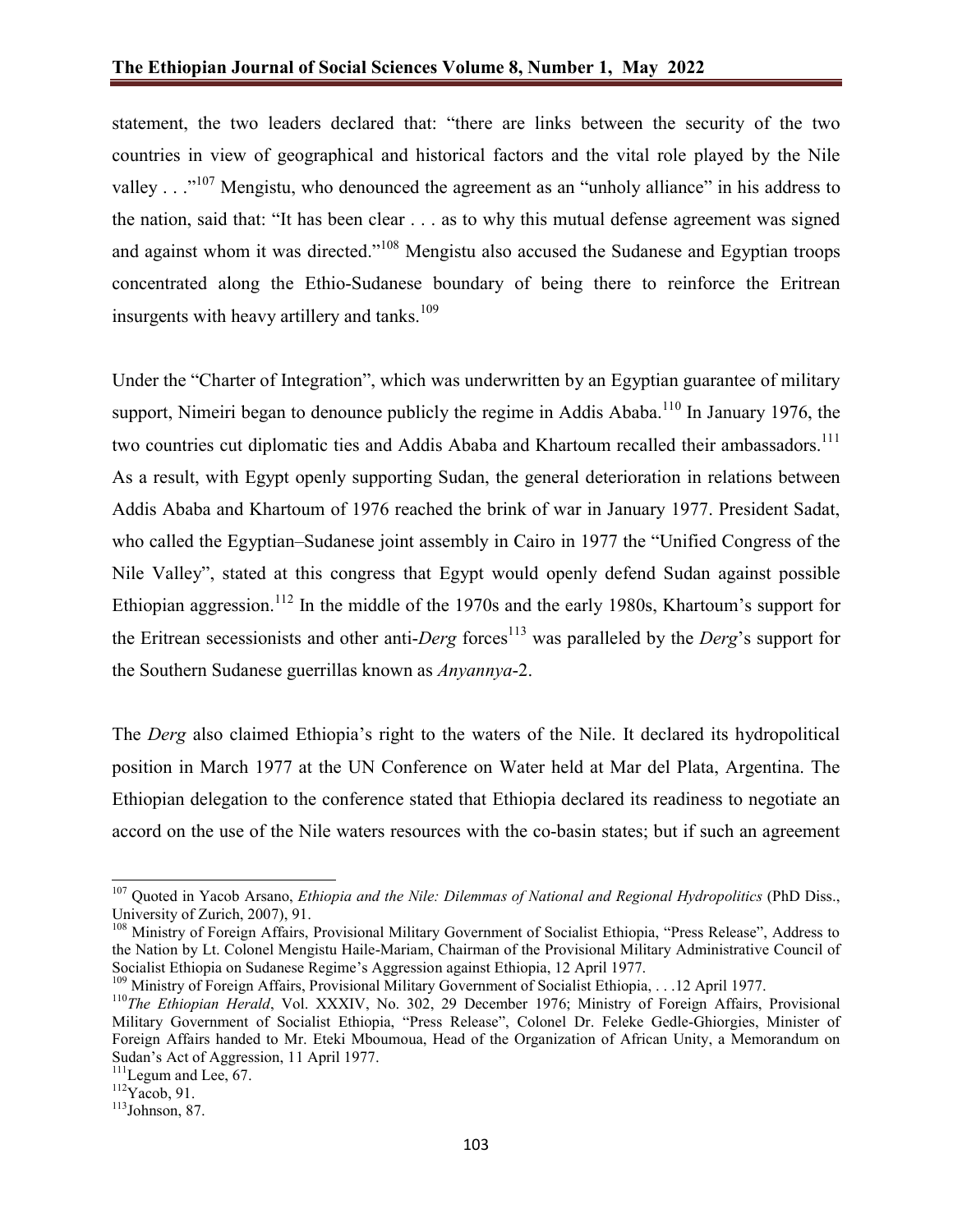statement, the two leaders declared that: "there are links between the security of the two countries in view of geographical and historical factors and the vital role played by the Nile valley . . ."[107] Mengistu, who denounced the agreement as an "unholy alliance" in his address to the nation, said that: "It has been clear . . . as to why this mutual defense agreement was signed and against whom it was directed."[108] Mengistu also accused the Sudanese and Egyptian troops concentrated along the Ethio-Sudanese boundary of being there to reinforce the Eritrean insurgents with heavy artillery and tanks.[109]

Under the "Charter of Integration", which was underwritten by an Egyptian guarantee of military support, Nimeiri began to denounce publicly the regime in Addis Ababa.[110] In January 1976, the two countries cut diplomatic ties and Addis Ababa and Khartoum recalled their ambassadors.[111] As a result, with Egypt openly supporting Sudan, the general deterioration in relations between Addis Ababa and Khartoum of 1976 reached the brink of war in January 1977. President Sadat, who called the Egyptian–Sudanese joint assembly in Cairo in 1977 the "Unified Congress of the Nile Valley", stated at this congress that Egypt would openly defend Sudan against possible Ethiopian aggression.[112] In the middle of the 1970s and the early 1980s, Khartoum's support for the Eritrean secessionists and other anti-*Derg* forces[113] was paralleled by the *Derg*'s support for the Southern Sudanese guerrillas known as *Anyannya*-2.

The *Derg* also claimed Ethiopia's right to the waters of the Nile. It declared its hydropolitical position in March 1977 at the UN Conference on Water held at Mar del Plata, Argentina. The Ethiopian delegation to the conference stated that Ethiopia declared its readiness to negotiate an accord on the use of the Nile waters resources with the co-basin states; but if such an agreement

---

[107] Quoted in Yacob Arsano, *Ethiopia and the Nile: Dilemmas of National and Regional Hydropolitics* (PhD Diss., University of Zurich, 2007), 91.

[108] Ministry of Foreign Affairs, Provisional Military Government of Socialist Ethiopia, "Press Release", Address to the Nation by Lt. Colonel Mengistu Haile-Mariam, Chairman of the Provisional Military Administrative Council of Socialist Ethiopia on Sudanese Regime's Aggression against Ethiopia, 12 April 1977.

[109] Ministry of Foreign Affairs, Provisional Military Government of Socialist Ethiopia, . . .12 April 1977.

[110] *The Ethiopian Herald*, Vol. XXXIV, No. 302, 29 December 1976; Ministry of Foreign Affairs, Provisional Military Government of Socialist Ethiopia, "Press Release", Colonel Dr. Feleke Gedle-Ghiorgies, Minister of Foreign Affairs handed to Mr. Eteki Mboumoua, Head of the Organization of African Unity, a Memorandum on Sudan's Act of Aggression, 11 April 1977.

[111] Legum and Lee, 67.

[112] Yacob, 91.

[113] Johnson, 87.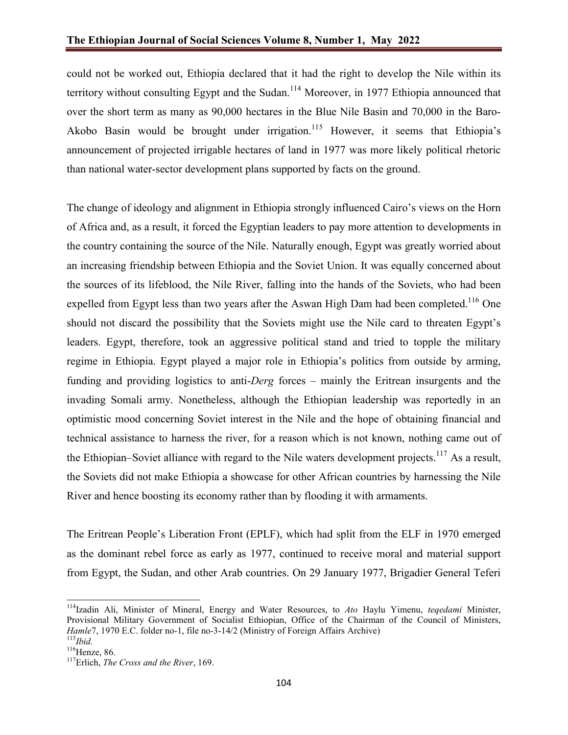could not be worked out, Ethiopia declared that it had the right to develop the Nile within its territory without consulting Egypt and the Sudan.[114] Moreover, in 1977 Ethiopia announced that over the short term as many as 90,000 hectares in the Blue Nile Basin and 70,000 in the Baro-Akobo Basin would be brought under irrigation.[115] However, it seems that Ethiopia's announcement of projected irrigable hectares of land in 1977 was more likely political rhetoric than national water-sector development plans supported by facts on the ground.

The change of ideology and alignment in Ethiopia strongly influenced Cairo's views on the Horn of Africa and, as a result, it forced the Egyptian leaders to pay more attention to developments in the country containing the source of the Nile. Naturally enough, Egypt was greatly worried about an increasing friendship between Ethiopia and the Soviet Union. It was equally concerned about the sources of its lifeblood, the Nile River, falling into the hands of the Soviets, who had been expelled from Egypt less than two years after the Aswan High Dam had been completed.[116] One should not discard the possibility that the Soviets might use the Nile card to threaten Egypt's leaders. Egypt, therefore, took an aggressive political stand and tried to topple the military regime in Ethiopia. Egypt played a major role in Ethiopia's politics from outside by arming, funding and providing logistics to anti-*Derg* forces – mainly the Eritrean insurgents and the invading Somali army. Nonetheless, although the Ethiopian leadership was reportedly in an optimistic mood concerning Soviet interest in the Nile and the hope of obtaining financial and technical assistance to harness the river, for a reason which is not known, nothing came out of the Ethiopian–Soviet alliance with regard to the Nile waters development projects.[117] As a result, the Soviets did not make Ethiopia a showcase for other African countries by harnessing the Nile River and hence boosting its economy rather than by flooding it with armaments.

The Eritrean People's Liberation Front (EPLF), which had split from the ELF in 1970 emerged as the dominant rebel force as early as 1977, continued to receive moral and material support from Egypt, the Sudan, and other Arab countries. On 29 January 1977, Brigadier General Teferi

---

[114] Izadin Ali, Minister of Mineral, Energy and Water Resources, to *Ato* Haylu Yimenu, *teqedami* Minister, Provisional Military Government of Socialist Ethiopian, Office of the Chairman of the Council of Ministers, *Hamle*7, 1970 E.C. folder no-1, file no-3-14/2 (Ministry of Foreign Affairs Archive)

[115] *Ibid.*

[116] Henze, 86.

[117] Erlich, *The Cross and the River*, 169.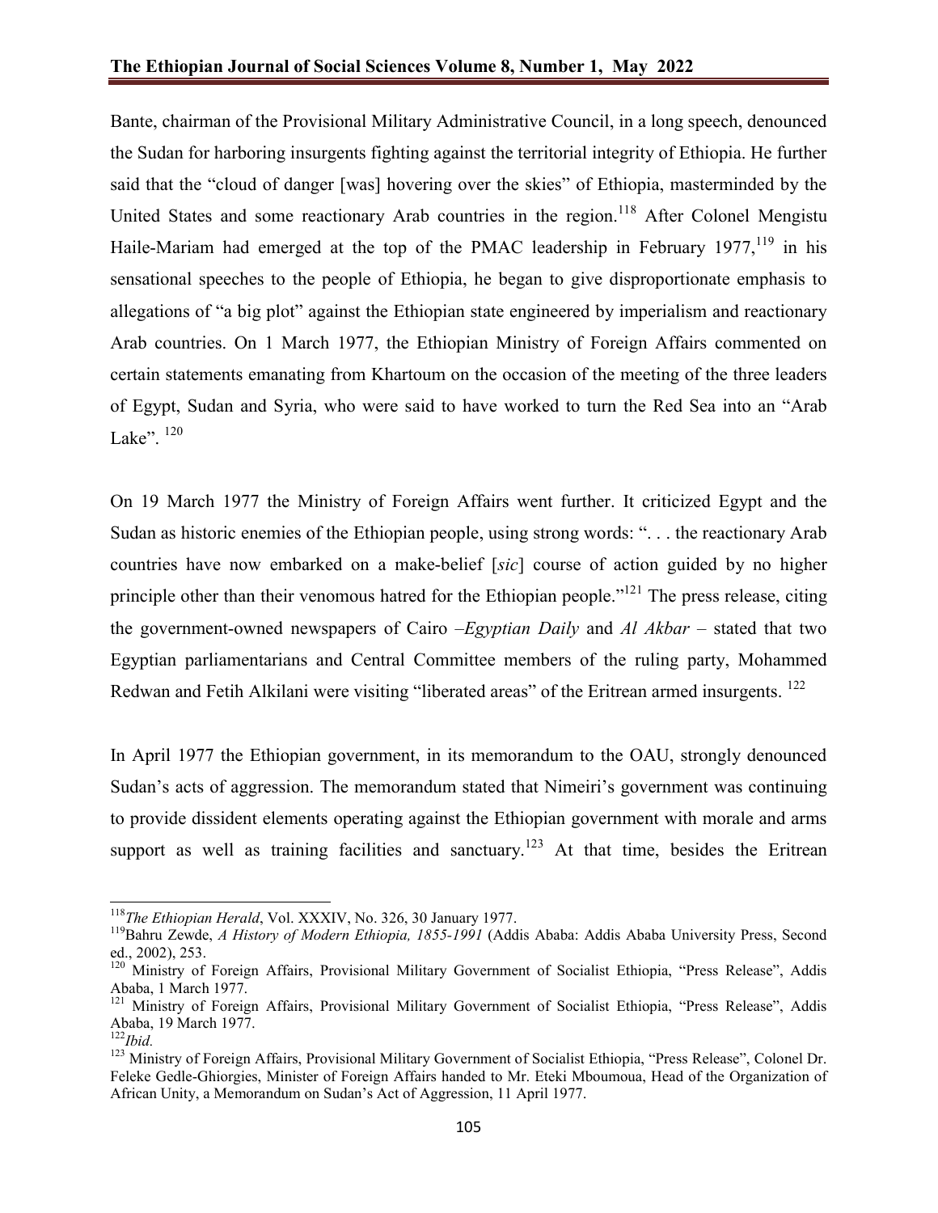Bante, chairman of the Provisional Military Administrative Council, in a long speech, denounced the Sudan for harboring insurgents fighting against the territorial integrity of Ethiopia. He further said that the "cloud of danger [was] hovering over the skies" of Ethiopia, masterminded by the United States and some reactionary Arab countries in the region.[118] After Colonel Mengistu Haile-Mariam had emerged at the top of the PMAC leadership in February 1977,[119] in his sensational speeches to the people of Ethiopia, he began to give disproportionate emphasis to allegations of "a big plot" against the Ethiopian state engineered by imperialism and reactionary Arab countries. On 1 March 1977, the Ethiopian Ministry of Foreign Affairs commented on certain statements emanating from Khartoum on the occasion of the meeting of the three leaders of Egypt, Sudan and Syria, who were said to have worked to turn the Red Sea into an "Arab Lake". [120]

On 19 March 1977 the Ministry of Foreign Affairs went further. It criticized Egypt and the Sudan as historic enemies of the Ethiopian people, using strong words: ". . . the reactionary Arab countries have now embarked on a make-belief [*sic*] course of action guided by no higher principle other than their venomous hatred for the Ethiopian people."[121] The press release, citing the government-owned newspapers of Cairo –*Egyptian Daily* and *Al Akbar* – stated that two Egyptian parliamentarians and Central Committee members of the ruling party, Mohammed Redwan and Fetih Alkilani were visiting "liberated areas" of the Eritrean armed insurgents. [122]

In April 1977 the Ethiopian government, in its memorandum to the OAU, strongly denounced Sudan's acts of aggression. The memorandum stated that Nimeiri's government was continuing to provide dissident elements operating against the Ethiopian government with morale and arms support as well as training facilities and sanctuary.[123] At that time, besides the Eritrean

---

[118] *The Ethiopian Herald*, Vol. XXXIV, No. 326, 30 January 1977.

[119] Bahru Zewde, *A History of Modern Ethiopia, 1855-1991* (Addis Ababa: Addis Ababa University Press, Second ed., 2002), 253.

[120] Ministry of Foreign Affairs, Provisional Military Government of Socialist Ethiopia, "Press Release", Addis Ababa, 1 March 1977.

[121] Ministry of Foreign Affairs, Provisional Military Government of Socialist Ethiopia, "Press Release", Addis Ababa, 19 March 1977.

[122] *Ibid.*

[123] Ministry of Foreign Affairs, Provisional Military Government of Socialist Ethiopia, "Press Release", Colonel Dr. Feleke Gedle-Ghiorgies, Minister of Foreign Affairs handed to Mr. Eteki Mboumoua, Head of the Organization of African Unity, a Memorandum on Sudan's Act of Aggression, 11 April 1977.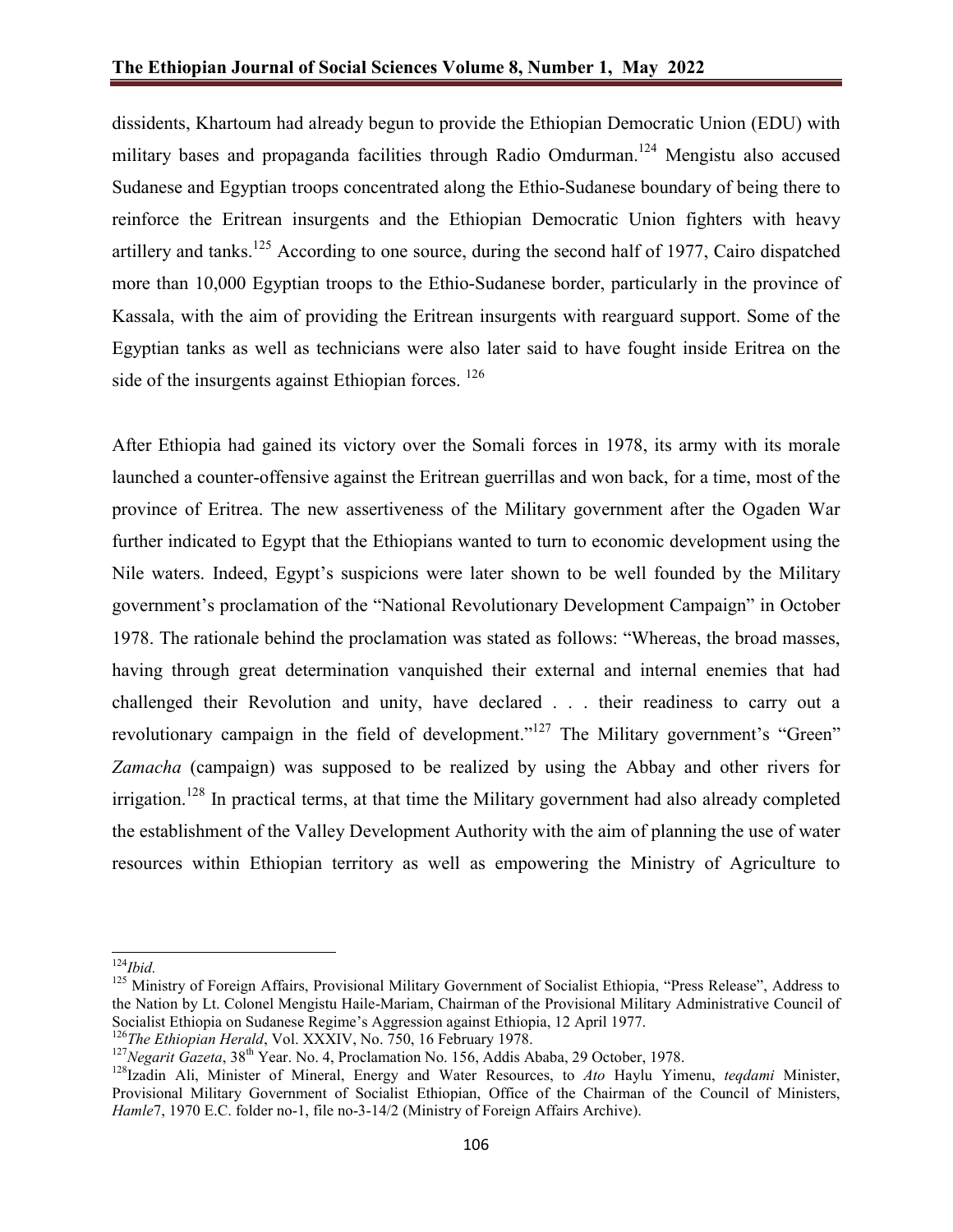dissidents, Khartoum had already begun to provide the Ethiopian Democratic Union (EDU) with military bases and propaganda facilities through Radio Omdurman.[124] Mengistu also accused Sudanese and Egyptian troops concentrated along the Ethio-Sudanese boundary of being there to reinforce the Eritrean insurgents and the Ethiopian Democratic Union fighters with heavy artillery and tanks.[125] According to one source, during the second half of 1977, Cairo dispatched more than 10,000 Egyptian troops to the Ethio-Sudanese border, particularly in the province of Kassala, with the aim of providing the Eritrean insurgents with rearguard support. Some of the Egyptian tanks as well as technicians were also later said to have fought inside Eritrea on the side of the insurgents against Ethiopian forces.[126]

After Ethiopia had gained its victory over the Somali forces in 1978, its army with its morale launched a counter-offensive against the Eritrean guerrillas and won back, for a time, most of the province of Eritrea. The new assertiveness of the Military government after the Ogaden War further indicated to Egypt that the Ethiopians wanted to turn to economic development using the Nile waters. Indeed, Egypt's suspicions were later shown to be well founded by the Military government's proclamation of the "National Revolutionary Development Campaign" in October 1978. The rationale behind the proclamation was stated as follows: "Whereas, the broad masses, having through great determination vanquished their external and internal enemies that had challenged their Revolution and unity, have declared . . . their readiness to carry out a revolutionary campaign in the field of development."[127] The Military government's "Green" *Zamacha* (campaign) was supposed to be realized by using the Abbay and other rivers for irrigation.[128] In practical terms, at that time the Military government had also already completed the establishment of the Valley Development Authority with the aim of planning the use of water resources within Ethiopian territory as well as empowering the Ministry of Agriculture to

---

[124] *Ibid.*

[125] Ministry of Foreign Affairs, Provisional Military Government of Socialist Ethiopia, "Press Release", Address to the Nation by Lt. Colonel Mengistu Haile-Mariam, Chairman of the Provisional Military Administrative Council of Socialist Ethiopia on Sudanese Regime's Aggression against Ethiopia, 12 April 1977.

[126] *The Ethiopian Herald*, Vol. XXXIV, No. 750, 16 February 1978.

[127] *Negarit Gazeta*, 38th Year. No. 4, Proclamation No. 156, Addis Ababa, 29 October, 1978.

[128] Izadin Ali, Minister of Mineral, Energy and Water Resources, to *Ato* Haylu Yimenu, *teqdami* Minister, Provisional Military Government of Socialist Ethiopian, Office of the Chairman of the Council of Ministers, *Hamle*7, 1970 E.C. folder no-1, file no-3-14/2 (Ministry of Foreign Affairs Archive).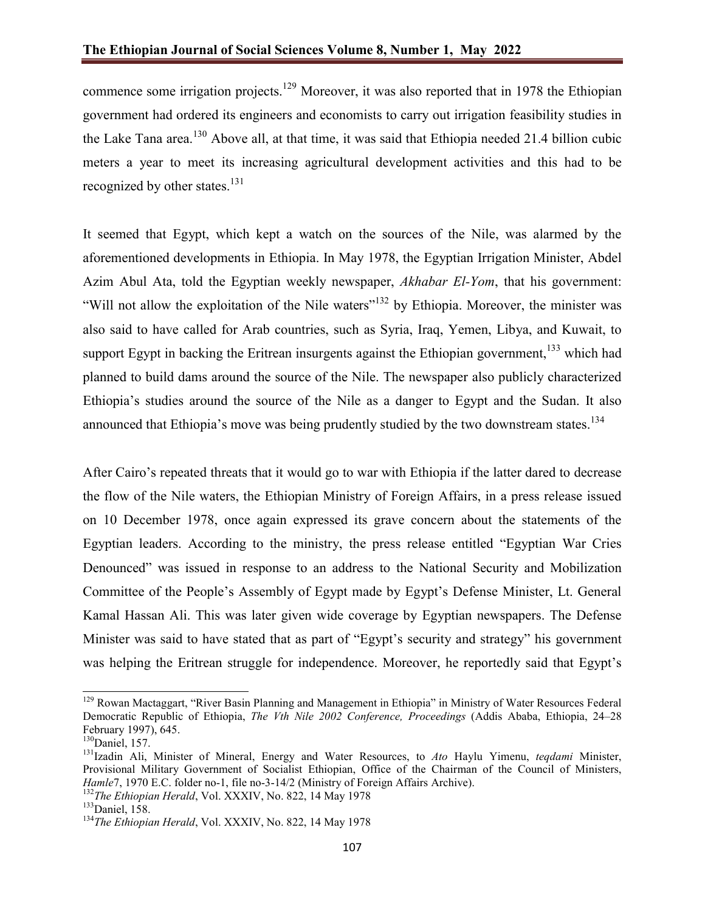commence some irrigation projects.[129] Moreover, it was also reported that in 1978 the Ethiopian government had ordered its engineers and economists to carry out irrigation feasibility studies in the Lake Tana area.[130] Above all, at that time, it was said that Ethiopia needed 21.4 billion cubic meters a year to meet its increasing agricultural development activities and this had to be recognized by other states.[131]

It seemed that Egypt, which kept a watch on the sources of the Nile, was alarmed by the aforementioned developments in Ethiopia. In May 1978, the Egyptian Irrigation Minister, Abdel Azim Abul Ata, told the Egyptian weekly newspaper, *Akhabar El-Yom*, that his government: "Will not allow the exploitation of the Nile waters"[132] by Ethiopia. Moreover, the minister was also said to have called for Arab countries, such as Syria, Iraq, Yemen, Libya, and Kuwait, to support Egypt in backing the Eritrean insurgents against the Ethiopian government,[133] which had planned to build dams around the source of the Nile. The newspaper also publicly characterized Ethiopia's studies around the source of the Nile as a danger to Egypt and the Sudan. It also announced that Ethiopia's move was being prudently studied by the two downstream states.[134]

After Cairo's repeated threats that it would go to war with Ethiopia if the latter dared to decrease the flow of the Nile waters, the Ethiopian Ministry of Foreign Affairs, in a press release issued on 10 December 1978, once again expressed its grave concern about the statements of the Egyptian leaders. According to the ministry, the press release entitled "Egyptian War Cries Denounced" was issued in response to an address to the National Security and Mobilization Committee of the People's Assembly of Egypt made by Egypt's Defense Minister, Lt. General Kamal Hassan Ali. This was later given wide coverage by Egyptian newspapers. The Defense Minister was said to have stated that as part of "Egypt's security and strategy" his government was helping the Eritrean struggle for independence. Moreover, he reportedly said that Egypt's

---

[129] Rowan Mactaggart, "River Basin Planning and Management in Ethiopia" in Ministry of Water Resources Federal Democratic Republic of Ethiopia, *The Vth Nile 2002 Conference, Proceedings* (Addis Ababa, Ethiopia, 24–28 February 1997), 645.

[130] Daniel, 157.

[131] Izadin Ali, Minister of Mineral, Energy and Water Resources, to *Ato* Haylu Yimenu, *teqdami* Minister, Provisional Military Government of Socialist Ethiopian, Office of the Chairman of the Council of Ministers, *Hamle*7, 1970 E.C. folder no-1, file no-3-14/2 (Ministry of Foreign Affairs Archive).

[132] *The Ethiopian Herald*, Vol. XXXIV, No. 822, 14 May 1978

[133] Daniel, 158.

[134] *The Ethiopian Herald*, Vol. XXXIV, No. 822, 14 May 1978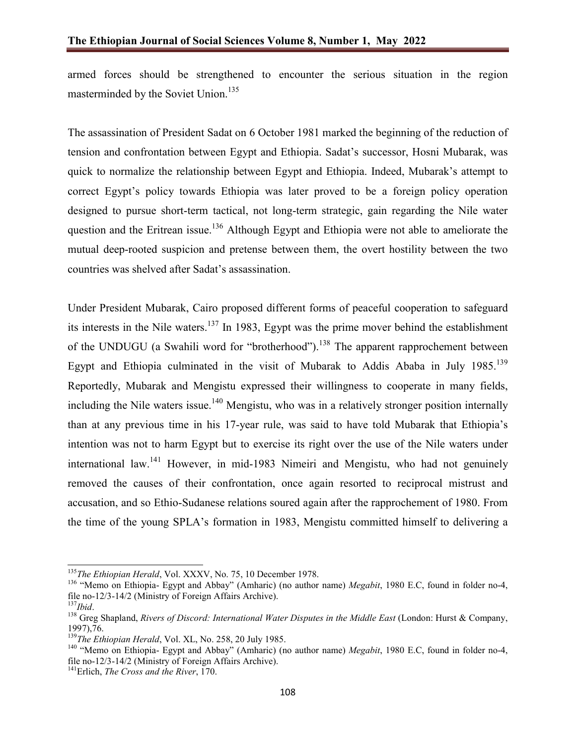armed forces should be strengthened to encounter the serious situation in the region masterminded by the Soviet Union.[135]

The assassination of President Sadat on 6 October 1981 marked the beginning of the reduction of tension and confrontation between Egypt and Ethiopia. Sadat's successor, Hosni Mubarak, was quick to normalize the relationship between Egypt and Ethiopia. Indeed, Mubarak's attempt to correct Egypt's policy towards Ethiopia was later proved to be a foreign policy operation designed to pursue short-term tactical, not long-term strategic, gain regarding the Nile water question and the Eritrean issue.[136] Although Egypt and Ethiopia were not able to ameliorate the mutual deep-rooted suspicion and pretense between them, the overt hostility between the two countries was shelved after Sadat's assassination.

Under President Mubarak, Cairo proposed different forms of peaceful cooperation to safeguard its interests in the Nile waters.[137] In 1983, Egypt was the prime mover behind the establishment of the UNDUGU (a Swahili word for "brotherhood").[138] The apparent rapprochement between Egypt and Ethiopia culminated in the visit of Mubarak to Addis Ababa in July 1985.[139] Reportedly, Mubarak and Mengistu expressed their willingness to cooperate in many fields, including the Nile waters issue.[140] Mengistu, who was in a relatively stronger position internally than at any previous time in his 17-year rule, was said to have told Mubarak that Ethiopia's intention was not to harm Egypt but to exercise its right over the use of the Nile waters under international law.[141] However, in mid-1983 Nimeiri and Mengistu, who had not genuinely removed the causes of their confrontation, once again resorted to reciprocal mistrust and accusation, and so Ethio-Sudanese relations soured again after the rapprochement of 1980. From the time of the young SPLA's formation in 1983, Mengistu committed himself to delivering a

---

[135] *The Ethiopian Herald*, Vol. XXXV, No. 75, 10 December 1978.

[136] "Memo on Ethiopia- Egypt and Abbay" (Amharic) (no author name) *Megabit*, 1980 E.C, found in folder no-4, file no-12/3-14/2 (Ministry of Foreign Affairs Archive).

[137] *Ibid*.

[138] Greg Shapland, *Rivers of Discord: International Water Disputes in the Middle East* (London: Hurst & Company, 1997),76.

[139] *The Ethiopian Herald*, Vol. XL, No. 258, 20 July 1985.

[140] "Memo on Ethiopia- Egypt and Abbay" (Amharic) (no author name) *Megabit*, 1980 E.C, found in folder no-4, file no-12/3-14/2 (Ministry of Foreign Affairs Archive).

[141] Erlich, *The Cross and the River*, 170.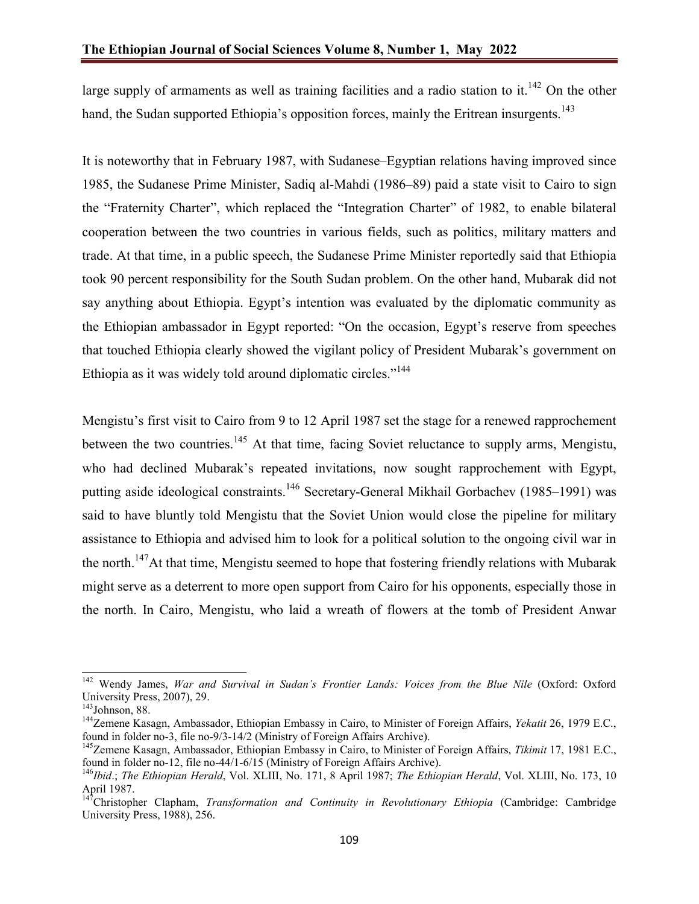large supply of armaments as well as training facilities and a radio station to it.[142] On the other hand, the Sudan supported Ethiopia's opposition forces, mainly the Eritrean insurgents.[143]

It is noteworthy that in February 1987, with Sudanese–Egyptian relations having improved since 1985, the Sudanese Prime Minister, Sadiq al-Mahdi (1986–89) paid a state visit to Cairo to sign the "Fraternity Charter", which replaced the "Integration Charter" of 1982, to enable bilateral cooperation between the two countries in various fields, such as politics, military matters and trade. At that time, in a public speech, the Sudanese Prime Minister reportedly said that Ethiopia took 90 percent responsibility for the South Sudan problem. On the other hand, Mubarak did not say anything about Ethiopia. Egypt's intention was evaluated by the diplomatic community as the Ethiopian ambassador in Egypt reported: "On the occasion, Egypt's reserve from speeches that touched Ethiopia clearly showed the vigilant policy of President Mubarak's government on Ethiopia as it was widely told around diplomatic circles."[144]

Mengistu's first visit to Cairo from 9 to 12 April 1987 set the stage for a renewed rapprochement between the two countries.[145] At that time, facing Soviet reluctance to supply arms, Mengistu, who had declined Mubarak's repeated invitations, now sought rapprochement with Egypt, putting aside ideological constraints.[146] Secretary-General Mikhail Gorbachev (1985–1991) was said to have bluntly told Mengistu that the Soviet Union would close the pipeline for military assistance to Ethiopia and advised him to look for a political solution to the ongoing civil war in the north.[147] At that time, Mengistu seemed to hope that fostering friendly relations with Mubarak might serve as a deterrent to more open support from Cairo for his opponents, especially those in the north. In Cairo, Mengistu, who laid a wreath of flowers at the tomb of President Anwar

---

[142] Wendy James, *War and Survival in Sudan's Frontier Lands: Voices from the Blue Nile* (Oxford: Oxford University Press, 2007), 29.

[143] Johnson, 88.

[144] Zemene Kasagn, Ambassador, Ethiopian Embassy in Cairo, to Minister of Foreign Affairs, *Yekatit* 26, 1979 E.C., found in folder no-3, file no-9/3-14/2 (Ministry of Foreign Affairs Archive).

[145] Zemene Kasagn, Ambassador, Ethiopian Embassy in Cairo, to Minister of Foreign Affairs, *Tikimit* 17, 1981 E.C., found in folder no-12, file no-44/1-6/15 (Ministry of Foreign Affairs Archive).

[146] *Ibid*.; *The Ethiopian Herald*, Vol. XLIII, No. 171, 8 April 1987; *The Ethiopian Herald*, Vol. XLIII, No. 173, 10 April 1987.

[147] Christopher Clapham, *Transformation and Continuity in Revolutionary Ethiopia* (Cambridge: Cambridge University Press, 1988), 256.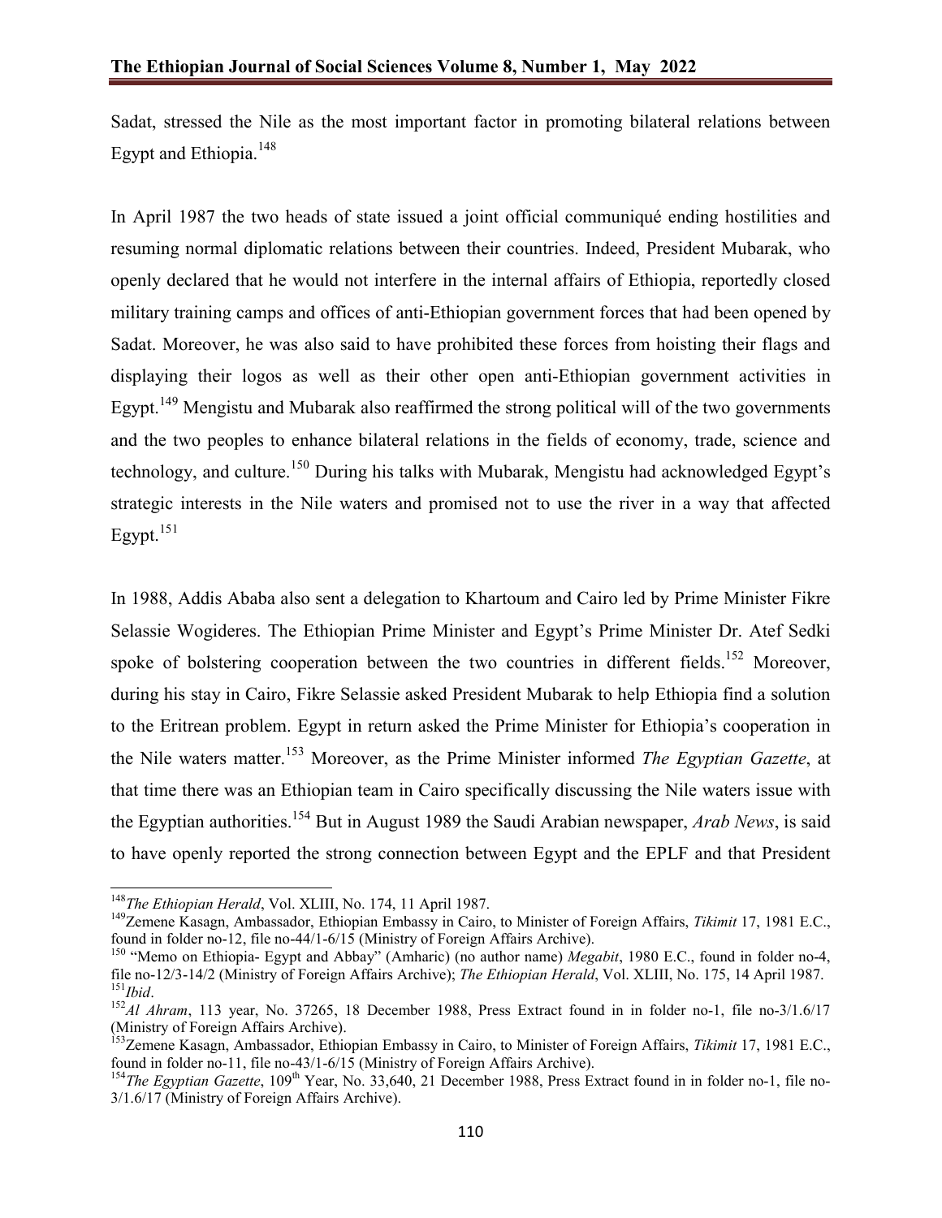Sadat, stressed the Nile as the most important factor in promoting bilateral relations between Egypt and Ethiopia.[148]

In April 1987 the two heads of state issued a joint official communiqué ending hostilities and resuming normal diplomatic relations between their countries. Indeed, President Mubarak, who openly declared that he would not interfere in the internal affairs of Ethiopia, reportedly closed military training camps and offices of anti-Ethiopian government forces that had been opened by Sadat. Moreover, he was also said to have prohibited these forces from hoisting their flags and displaying their logos as well as their other open anti-Ethiopian government activities in Egypt.[149] Mengistu and Mubarak also reaffirmed the strong political will of the two governments and the two peoples to enhance bilateral relations in the fields of economy, trade, science and technology, and culture.[150] During his talks with Mubarak, Mengistu had acknowledged Egypt's strategic interests in the Nile waters and promised not to use the river in a way that affected Egypt.[151]

In 1988, Addis Ababa also sent a delegation to Khartoum and Cairo led by Prime Minister Fikre Selassie Wogideres. The Ethiopian Prime Minister and Egypt's Prime Minister Dr. Atef Sedki spoke of bolstering cooperation between the two countries in different fields.[152] Moreover, during his stay in Cairo, Fikre Selassie asked President Mubarak to help Ethiopia find a solution to the Eritrean problem. Egypt in return asked the Prime Minister for Ethiopia's cooperation in the Nile waters matter.[153] Moreover, as the Prime Minister informed *The Egyptian Gazette*, at that time there was an Ethiopian team in Cairo specifically discussing the Nile waters issue with the Egyptian authorities.[154] But in August 1989 the Saudi Arabian newspaper, *Arab News*, is said to have openly reported the strong connection between Egypt and the EPLF and that President

---

[148] *The Ethiopian Herald*, Vol. XLIII, No. 174, 11 April 1987.

[149] Zemene Kasagn, Ambassador, Ethiopian Embassy in Cairo, to Minister of Foreign Affairs, *Tikimit* 17, 1981 E.C., found in folder no-12, file no-44/1-6/15 (Ministry of Foreign Affairs Archive).

[150] "Memo on Ethiopia- Egypt and Abbay" (Amharic) (no author name) *Megabit*, 1980 E.C., found in folder no-4, file no-12/3-14/2 (Ministry of Foreign Affairs Archive); *The Ethiopian Herald*, Vol. XLIII, No. 175, 14 April 1987.

[151] *Ibid*.

[152] *Al Ahram*, 113 year, No. 37265, 18 December 1988, Press Extract found in in folder no-1, file no-3/1.6/17 (Ministry of Foreign Affairs Archive).

[153] Zemene Kasagn, Ambassador, Ethiopian Embassy in Cairo, to Minister of Foreign Affairs, *Tikimit* 17, 1981 E.C., found in folder no-11, file no-43/1-6/15 (Ministry of Foreign Affairs Archive).

[154] *The Egyptian Gazette*, 109th Year, No. 33,640, 21 December 1988, Press Extract found in in folder no-1, file no-3/1.6/17 (Ministry of Foreign Affairs Archive).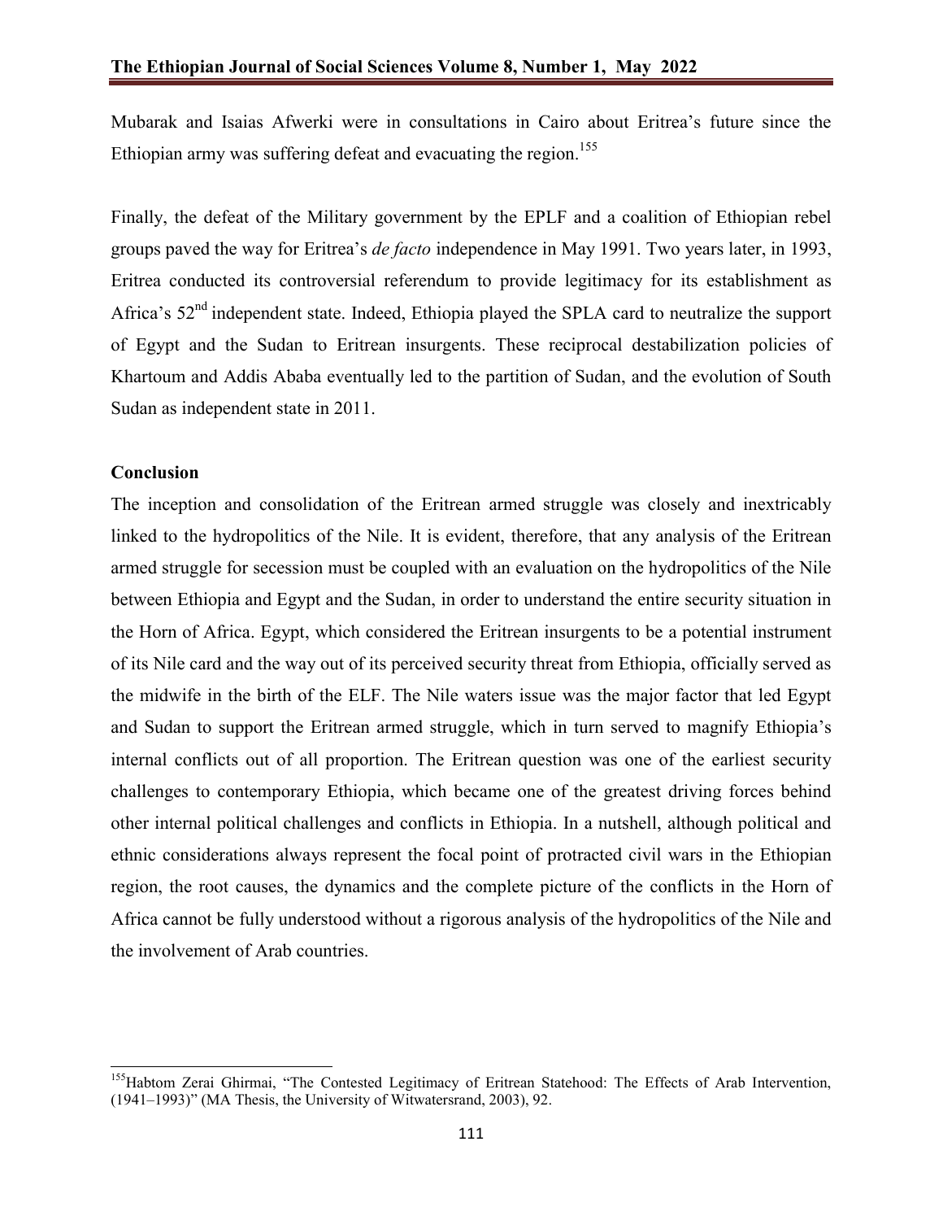Mubarak and Isaias Afwerki were in consultations in Cairo about Eritrea's future since the Ethiopian army was suffering defeat and evacuating the region.[155]

Finally, the defeat of the Military government by the EPLF and a coalition of Ethiopian rebel groups paved the way for Eritrea's *de facto* independence in May 1991. Two years later, in 1993, Eritrea conducted its controversial referendum to provide legitimacy for its establishment as Africa's 52nd independent state. Indeed, Ethiopia played the SPLA card to neutralize the support of Egypt and the Sudan to Eritrean insurgents. These reciprocal destabilization policies of Khartoum and Addis Ababa eventually led to the partition of Sudan, and the evolution of South Sudan as independent state in 2011.

**Conclusion**

The inception and consolidation of the Eritrean armed struggle was closely and inextricably linked to the hydropolitics of the Nile. It is evident, therefore, that any analysis of the Eritrean armed struggle for secession must be coupled with an evaluation on the hydropolitics of the Nile between Ethiopia and Egypt and the Sudan, in order to understand the entire security situation in the Horn of Africa. Egypt, which considered the Eritrean insurgents to be a potential instrument of its Nile card and the way out of its perceived security threat from Ethiopia, officially served as the midwife in the birth of the ELF. The Nile waters issue was the major factor that led Egypt and Sudan to support the Eritrean armed struggle, which in turn served to magnify Ethiopia's internal conflicts out of all proportion. The Eritrean question was one of the earliest security challenges to contemporary Ethiopia, which became one of the greatest driving forces behind other internal political challenges and conflicts in Ethiopia. In a nutshell, although political and ethnic considerations always represent the focal point of protracted civil wars in the Ethiopian region, the root causes, the dynamics and the complete picture of the conflicts in the Horn of Africa cannot be fully understood without a rigorous analysis of the hydropolitics of the Nile and the involvement of Arab countries.

---

[155] Habtom Zerai Ghirmai, "The Contested Legitimacy of Eritrean Statehood: The Effects of Arab Intervention, (1941–1993)" (MA Thesis, the University of Witwatersrand, 2003), 92.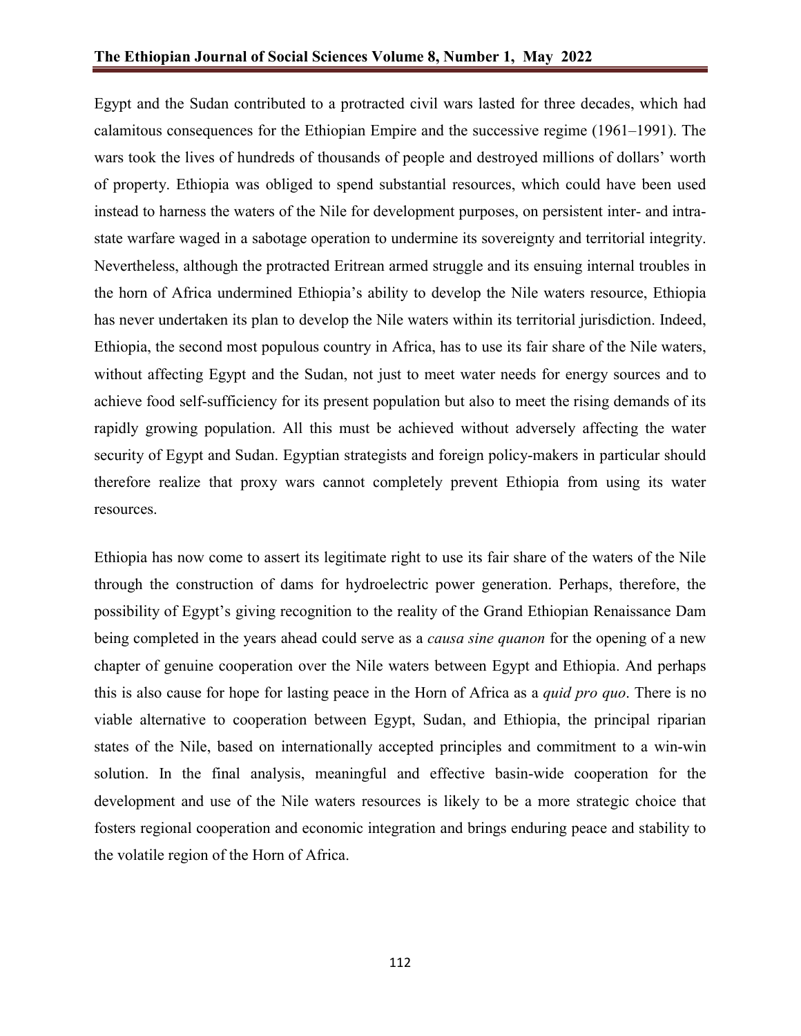Egypt and the Sudan contributed to a protracted civil wars lasted for three decades, which had calamitous consequences for the Ethiopian Empire and the successive regime (1961–1991). The wars took the lives of hundreds of thousands of people and destroyed millions of dollars' worth of property. Ethiopia was obliged to spend substantial resources, which could have been used instead to harness the waters of the Nile for development purposes, on persistent inter- and intra-state warfare waged in a sabotage operation to undermine its sovereignty and territorial integrity. Nevertheless, although the protracted Eritrean armed struggle and its ensuing internal troubles in the horn of Africa undermined Ethiopia's ability to develop the Nile waters resource, Ethiopia has never undertaken its plan to develop the Nile waters within its territorial jurisdiction. Indeed, Ethiopia, the second most populous country in Africa, has to use its fair share of the Nile waters, without affecting Egypt and the Sudan, not just to meet water needs for energy sources and to achieve food self-sufficiency for its present population but also to meet the rising demands of its rapidly growing population. All this must be achieved without adversely affecting the water security of Egypt and Sudan. Egyptian strategists and foreign policy-makers in particular should therefore realize that proxy wars cannot completely prevent Ethiopia from using its water resources.

Ethiopia has now come to assert its legitimate right to use its fair share of the waters of the Nile through the construction of dams for hydroelectric power generation. Perhaps, therefore, the possibility of Egypt's giving recognition to the reality of the Grand Ethiopian Renaissance Dam being completed in the years ahead could serve as a *causa sine quanon* for the opening of a new chapter of genuine cooperation over the Nile waters between Egypt and Ethiopia. And perhaps this is also cause for hope for lasting peace in the Horn of Africa as a *quid pro quo*. There is no viable alternative to cooperation between Egypt, Sudan, and Ethiopia, the principal riparian states of the Nile, based on internationally accepted principles and commitment to a win-win solution. In the final analysis, meaningful and effective basin-wide cooperation for the development and use of the Nile waters resources is likely to be a more strategic choice that fosters regional cooperation and economic integration and brings enduring peace and stability to the volatile region of the Horn of Africa.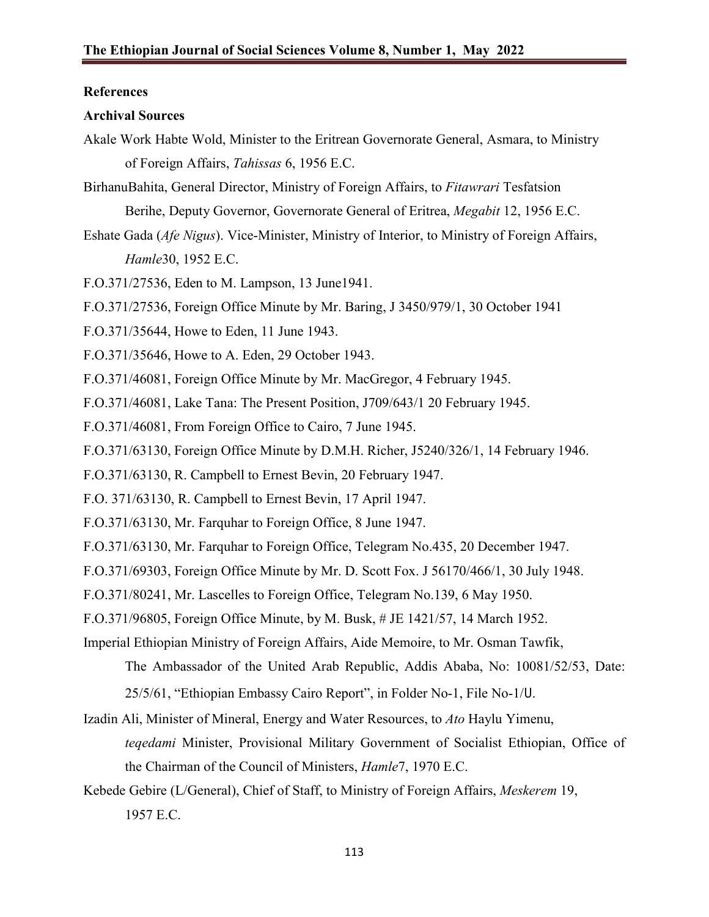## References

### Archival Sources

Akale Work Habte Wold, Minister to the Eritrean Governorate General, Asmara, to Ministry of Foreign Affairs, *Tahissas* 6, 1956 E.C.

BirhanuBahita, General Director, Ministry of Foreign Affairs, to *Fitawrari* Tesfatsion Berihe, Deputy Governor, Governorate General of Eritrea, *Megabit* 12, 1956 E.C.

Eshate Gada (*Afe Nigus*). Vice-Minister, Ministry of Interior, to Ministry of Foreign Affairs, *Hamle*30, 1952 E.C.

F.O.371/27536, Eden to M. Lampson, 13 June1941.

F.O.371/27536, Foreign Office Minute by Mr. Baring, J 3450/979/1, 30 October 1941

F.O.371/35644, Howe to Eden, 11 June 1943.

F.O.371/35646, Howe to A. Eden, 29 October 1943.

F.O.371/46081, Foreign Office Minute by Mr. MacGregor, 4 February 1945.

F.O.371/46081, Lake Tana: The Present Position, J709/643/1 20 February 1945.

F.O.371/46081, From Foreign Office to Cairo, 7 June 1945.

F.O.371/63130, Foreign Office Minute by D.M.H. Richer, J5240/326/1, 14 February 1946.

F.O.371/63130, R. Campbell to Ernest Bevin, 20 February 1947.

F.O. 371/63130, R. Campbell to Ernest Bevin, 17 April 1947.

F.O.371/63130, Mr. Farquhar to Foreign Office, 8 June 1947.

F.O.371/63130, Mr. Farquhar to Foreign Office, Telegram No.435, 20 December 1947.

F.O.371/69303, Foreign Office Minute by Mr. D. Scott Fox. J 56170/466/1, 30 July 1948.

F.O.371/80241, Mr. Lascelles to Foreign Office, Telegram No.139, 6 May 1950.

F.O.371/96805, Foreign Office Minute, by M. Busk, # JE 1421/57, 14 March 1952.

Imperial Ethiopian Ministry of Foreign Affairs, Aide Memoire, to Mr. Osman Tawfik, The Ambassador of the United Arab Republic, Addis Ababa, No: 10081/52/53, Date: 25/5/61, "Ethiopian Embassy Cairo Report", in Folder No-1, File No-1/U.

Izadin Ali, Minister of Mineral, Energy and Water Resources, to *Ato* Haylu Yimenu, *teqedami* Minister, Provisional Military Government of Socialist Ethiopian, Office of the Chairman of the Council of Ministers, *Hamle*7, 1970 E.C.

Kebede Gebire (L/General), Chief of Staff, to Ministry of Foreign Affairs, *Meskerem* 19, 1957 E.C.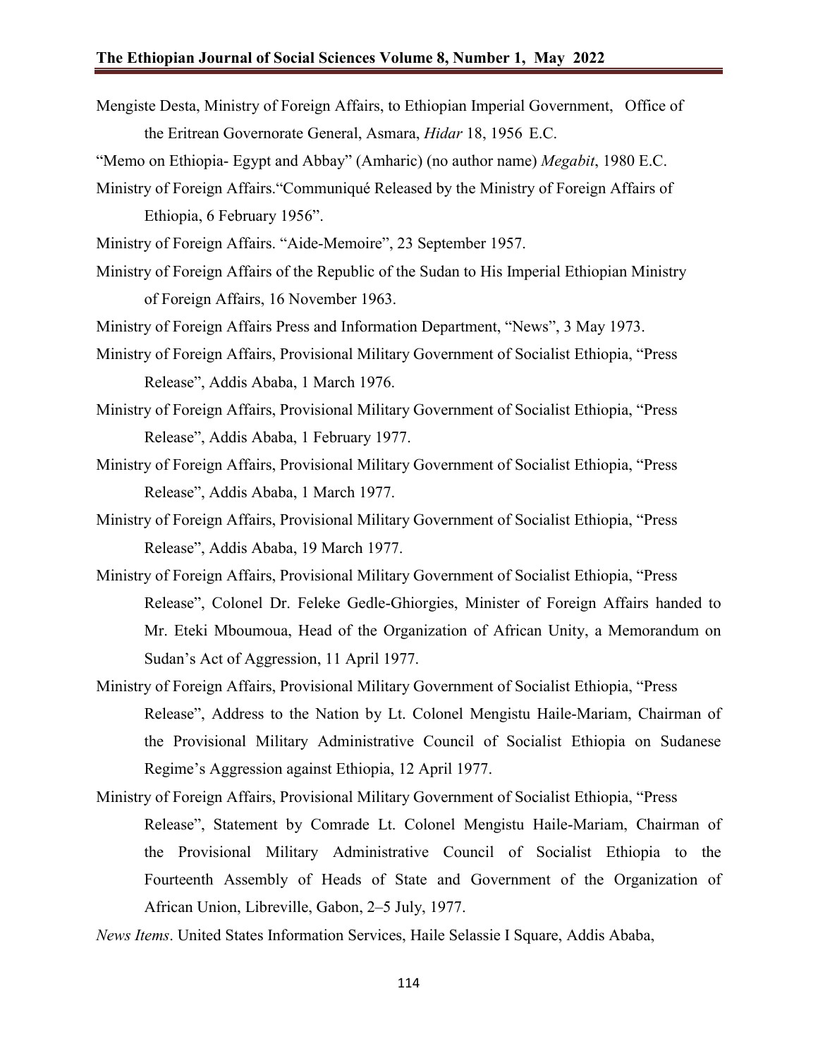Mengiste Desta, Ministry of Foreign Affairs, to Ethiopian Imperial Government, Office of the Eritrean Governorate General, Asmara, *Hidar* 18, 1956 E.C.

"Memo on Ethiopia- Egypt and Abbay" (Amharic) (no author name) *Megabit*, 1980 E.C.

Ministry of Foreign Affairs."Communiqué Released by the Ministry of Foreign Affairs of Ethiopia, 6 February 1956".

Ministry of Foreign Affairs. "Aide-Memoire", 23 September 1957.

Ministry of Foreign Affairs of the Republic of the Sudan to His Imperial Ethiopian Ministry of Foreign Affairs, 16 November 1963.

Ministry of Foreign Affairs Press and Information Department, "News", 3 May 1973.

Ministry of Foreign Affairs, Provisional Military Government of Socialist Ethiopia, "Press Release", Addis Ababa, 1 March 1976.

Ministry of Foreign Affairs, Provisional Military Government of Socialist Ethiopia, "Press Release", Addis Ababa, 1 February 1977.

Ministry of Foreign Affairs, Provisional Military Government of Socialist Ethiopia, "Press Release", Addis Ababa, 1 March 1977.

Ministry of Foreign Affairs, Provisional Military Government of Socialist Ethiopia, "Press Release", Addis Ababa, 19 March 1977.

Ministry of Foreign Affairs, Provisional Military Government of Socialist Ethiopia, "Press Release", Colonel Dr. Feleke Gedle-Ghiorgies, Minister of Foreign Affairs handed to Mr. Eteki Mboumoua, Head of the Organization of African Unity, a Memorandum on Sudan's Act of Aggression, 11 April 1977.

Ministry of Foreign Affairs, Provisional Military Government of Socialist Ethiopia, "Press Release", Address to the Nation by Lt. Colonel Mengistu Haile-Mariam, Chairman of the Provisional Military Administrative Council of Socialist Ethiopia on Sudanese Regime's Aggression against Ethiopia, 12 April 1977.

Ministry of Foreign Affairs, Provisional Military Government of Socialist Ethiopia, "Press Release", Statement by Comrade Lt. Colonel Mengistu Haile-Mariam, Chairman of the Provisional Military Administrative Council of Socialist Ethiopia to the Fourteenth Assembly of Heads of State and Government of the Organization of African Union, Libreville, Gabon, 2–5 July, 1977.

*News Items*. United States Information Services, Haile Selassie I Square, Addis Ababa,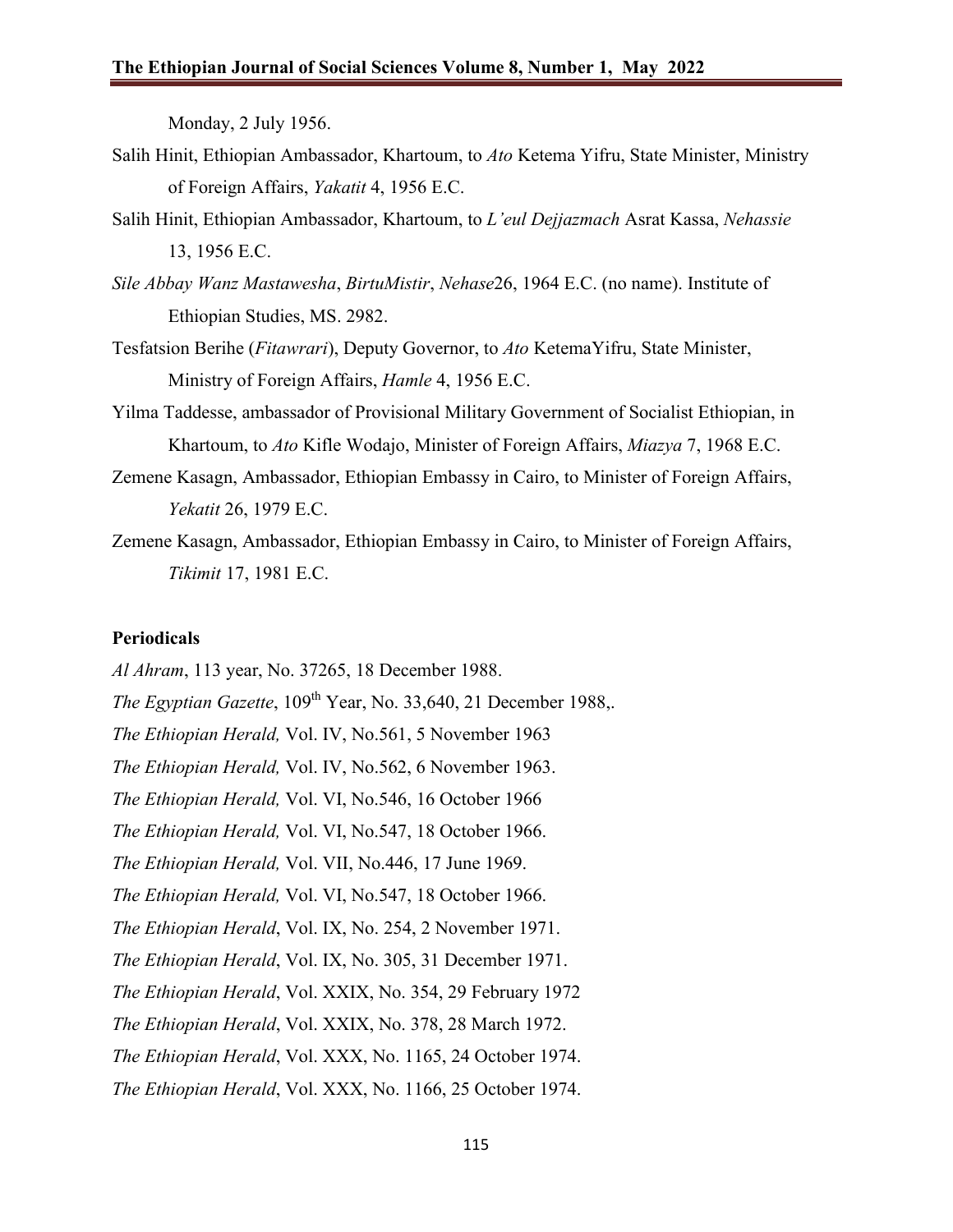Monday, 2 July 1956.

Salih Hinit, Ethiopian Ambassador, Khartoum, to *Ato* Ketema Yifru, State Minister, Ministry of Foreign Affairs, *Yakatit* 4, 1956 E.C.

Salih Hinit, Ethiopian Ambassador, Khartoum, to *L'eul Dejjazmach* Asrat Kassa, *Nehassie* 13, 1956 E.C.

*Sile Abbay Wanz Mastawesha*, *BirtuMistir*, *Nehase*26, 1964 E.C. (no name). Institute of Ethiopian Studies, MS. 2982.

Tesfatsion Berihe (*Fitawrari*), Deputy Governor, to *Ato* KetemaYifru, State Minister, Ministry of Foreign Affairs, *Hamle* 4, 1956 E.C.

Yilma Taddesse, ambassador of Provisional Military Government of Socialist Ethiopian, in Khartoum, to *Ato* Kifle Wodajo, Minister of Foreign Affairs, *Miazya* 7, 1968 E.C.

Zemene Kasagn, Ambassador, Ethiopian Embassy in Cairo, to Minister of Foreign Affairs, *Yekatit* 26, 1979 E.C.

Zemene Kasagn, Ambassador, Ethiopian Embassy in Cairo, to Minister of Foreign Affairs, *Tikimit* 17, 1981 E.C.

**Periodicals**

*Al Ahram*, 113 year, No. 37265, 18 December 1988.

*The Egyptian Gazette*, 109th Year, No. 33,640, 21 December 1988,.

*The Ethiopian Herald,* Vol. IV, No.561, 5 November 1963

*The Ethiopian Herald,* Vol. IV, No.562, 6 November 1963.

*The Ethiopian Herald,* Vol. VI, No.546, 16 October 1966

*The Ethiopian Herald,* Vol. VI, No.547, 18 October 1966.

*The Ethiopian Herald,* Vol. VII, No.446, 17 June 1969.

*The Ethiopian Herald,* Vol. VI, No.547, 18 October 1966.

*The Ethiopian Herald*, Vol. IX, No. 254, 2 November 1971.

*The Ethiopian Herald*, Vol. IX, No. 305, 31 December 1971.

*The Ethiopian Herald*, Vol. XXIX, No. 354, 29 February 1972

*The Ethiopian Herald*, Vol. XXIX, No. 378, 28 March 1972.

*The Ethiopian Herald*, Vol. XXX, No. 1165, 24 October 1974.

*The Ethiopian Herald*, Vol. XXX, No. 1166, 25 October 1974.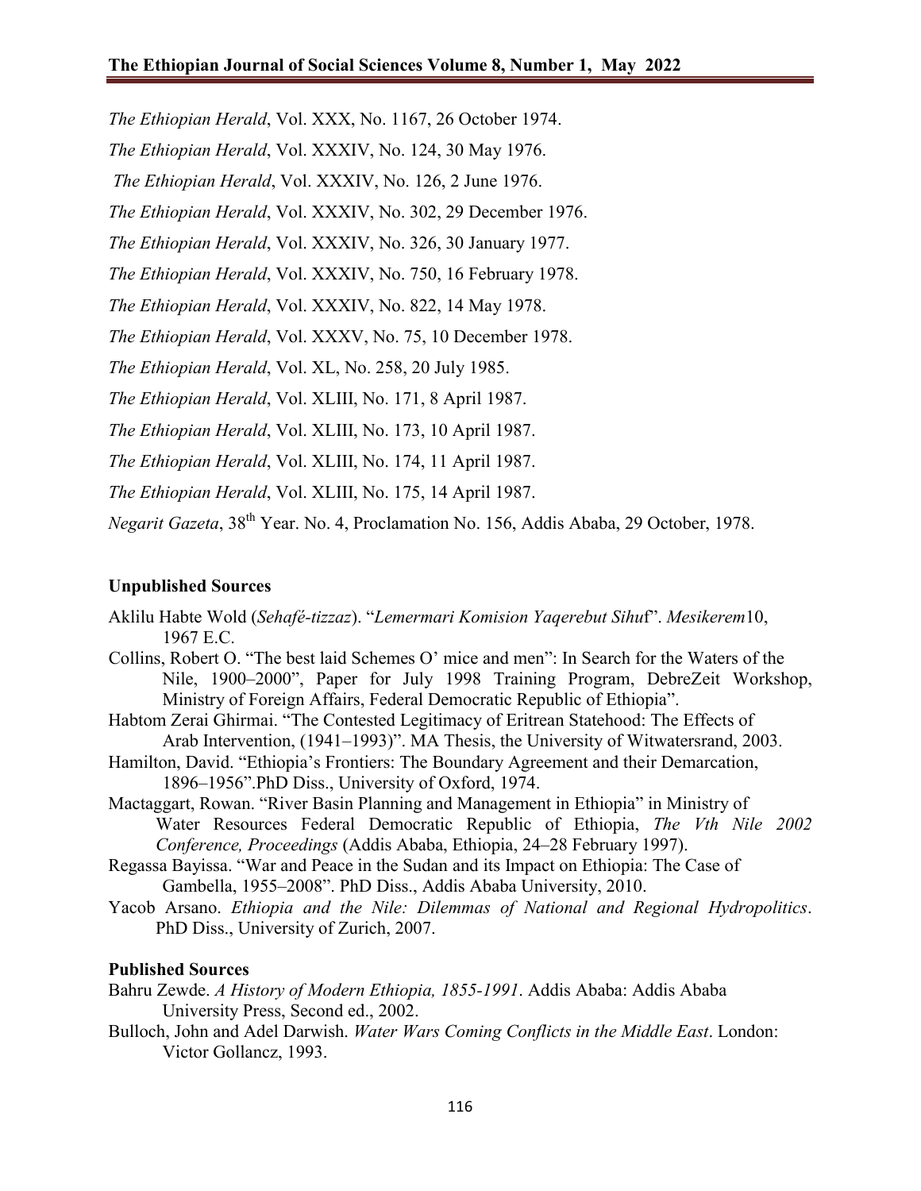*The Ethiopian Herald*, Vol. XXX, No. 1167, 26 October 1974.

*The Ethiopian Herald*, Vol. XXXIV, No. 124, 30 May 1976.

*The Ethiopian Herald*, Vol. XXXIV, No. 126, 2 June 1976.

*The Ethiopian Herald*, Vol. XXXIV, No. 302, 29 December 1976.

*The Ethiopian Herald*, Vol. XXXIV, No. 326, 30 January 1977.

*The Ethiopian Herald*, Vol. XXXIV, No. 750, 16 February 1978.

*The Ethiopian Herald*, Vol. XXXIV, No. 822, 14 May 1978.

*The Ethiopian Herald*, Vol. XXXV, No. 75, 10 December 1978.

*The Ethiopian Herald*, Vol. XL, No. 258, 20 July 1985.

*The Ethiopian Herald*, Vol. XLIII, No. 171, 8 April 1987.

*The Ethiopian Herald*, Vol. XLIII, No. 173, 10 April 1987.

*The Ethiopian Herald*, Vol. XLIII, No. 174, 11 April 1987.

*The Ethiopian Herald*, Vol. XLIII, No. 175, 14 April 1987.

*Negarit Gazeta*, 38th Year. No. 4, Proclamation No. 156, Addis Ababa, 29 October, 1978.

### Unpublished Sources

Aklilu Habte Wold (*Sehafé-tizzaz*). "*Lemermari Komision Yaqerebut Sihu*f". *Mesikerem*10, 1967 E.C.

Collins, Robert O. "The best laid Schemes O' mice and men": In Search for the Waters of the Nile, 1900–2000", Paper for July 1998 Training Program, DebreZeit Workshop, Ministry of Foreign Affairs, Federal Democratic Republic of Ethiopia".

Habtom Zerai Ghirmai. "The Contested Legitimacy of Eritrean Statehood: The Effects of Arab Intervention, (1941–1993)". MA Thesis, the University of Witwatersrand, 2003.

Hamilton, David. "Ethiopia's Frontiers: The Boundary Agreement and their Demarcation, 1896–1956".PhD Diss., University of Oxford, 1974.

Mactaggart, Rowan. "River Basin Planning and Management in Ethiopia" in Ministry of Water Resources Federal Democratic Republic of Ethiopia, *The Vth Nile 2002 Conference, Proceedings* (Addis Ababa, Ethiopia, 24–28 February 1997).

Regassa Bayissa. "War and Peace in the Sudan and its Impact on Ethiopia: The Case of Gambella, 1955–2008". PhD Diss., Addis Ababa University, 2010.

Yacob Arsano. *Ethiopia and the Nile: Dilemmas of National and Regional Hydropolitics*. PhD Diss., University of Zurich, 2007.

### Published Sources

Bahru Zewde. *A History of Modern Ethiopia, 1855-1991*. Addis Ababa: Addis Ababa University Press, Second ed., 2002.

Bulloch, John and Adel Darwish. *Water Wars Coming Conflicts in the Middle East*. London: Victor Gollancz, 1993.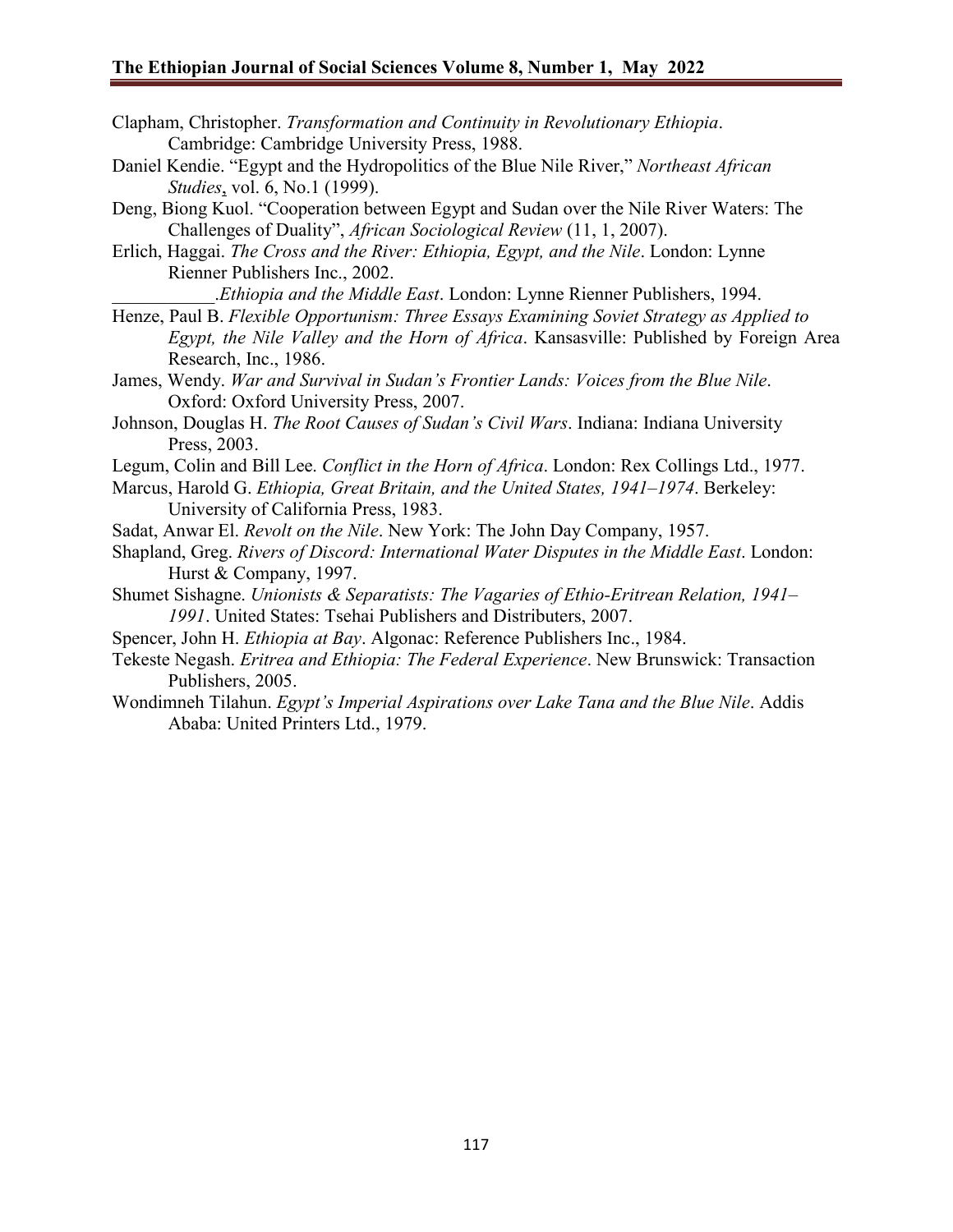Clapham, Christopher. *Transformation and Continuity in Revolutionary Ethiopia*. Cambridge: Cambridge University Press, 1988.

Daniel Kendie. "Egypt and the Hydropolitics of the Blue Nile River," *Northeast African Studies*, vol. 6, No.1 (1999).

Deng, Biong Kuol. "Cooperation between Egypt and Sudan over the Nile River Waters: The Challenges of Duality", *African Sociological Review* (11, 1, 2007).

Erlich, Haggai. *The Cross and the River: Ethiopia, Egypt, and the Nile*. London: Lynne Rienner Publishers Inc., 2002.

___________.*Ethiopia and the Middle East*. London: Lynne Rienner Publishers, 1994.

Henze, Paul B. *Flexible Opportunism: Three Essays Examining Soviet Strategy as Applied to Egypt, the Nile Valley and the Horn of Africa*. Kansasville: Published by Foreign Area Research, Inc., 1986.

James, Wendy. *War and Survival in Sudan's Frontier Lands: Voices from the Blue Nile*. Oxford: Oxford University Press, 2007.

Johnson, Douglas H. *The Root Causes of Sudan's Civil Wars*. Indiana: Indiana University Press, 2003.

Legum, Colin and Bill Lee. *Conflict in the Horn of Africa*. London: Rex Collings Ltd., 1977.

Marcus, Harold G. *Ethiopia, Great Britain, and the United States, 1941–1974*. Berkeley: University of California Press, 1983.

Sadat, Anwar El. *Revolt on the Nile*. New York: The John Day Company, 1957.

Shapland, Greg. *Rivers of Discord: International Water Disputes in the Middle East*. London: Hurst & Company, 1997.

Shumet Sishagne. *Unionists & Separatists: The Vagaries of Ethio-Eritrean Relation, 1941–1991*. United States: Tsehai Publishers and Distributers, 2007.

Spencer, John H. *Ethiopia at Bay*. Algonac: Reference Publishers Inc., 1984.

Tekeste Negash. *Eritrea and Ethiopia: The Federal Experience*. New Brunswick: Transaction Publishers, 2005.

Wondimneh Tilahun. *Egypt's Imperial Aspirations over Lake Tana and the Blue Nile*. Addis Ababa: United Printers Ltd., 1979.